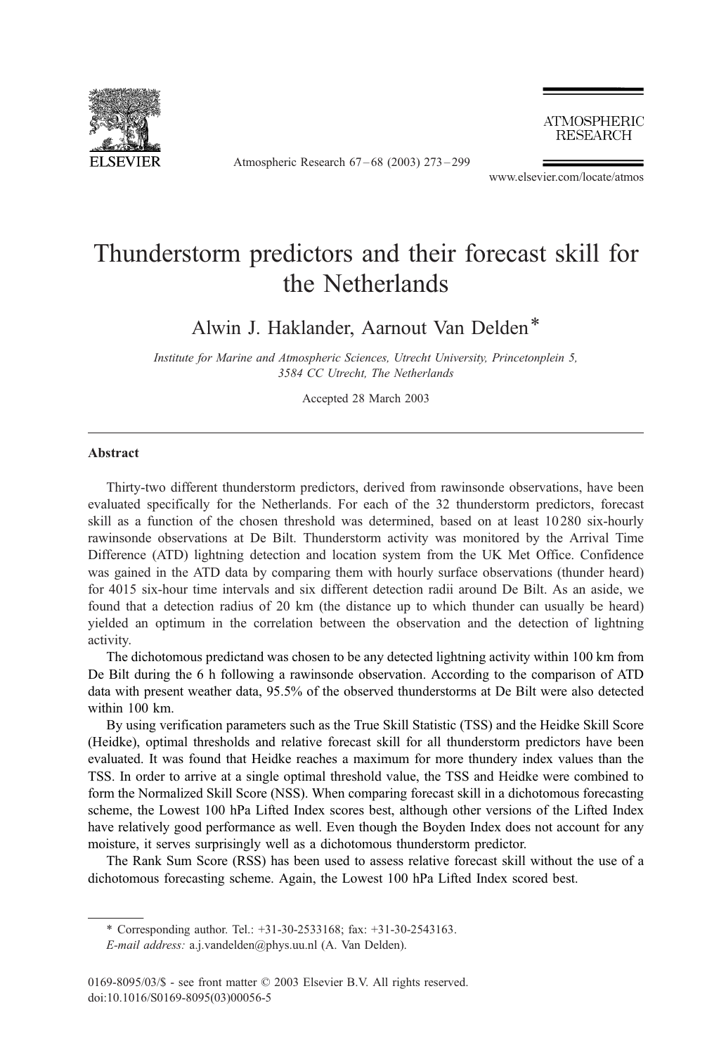# Thunderstorm predictors and their forecast skill for the Netherlands

Alwin J. Haklander, Aarnout Van Delden*

*Institute for Marine and Atmospheric Sciences, Utrecht University, Princetonplein 5, 3584 CC Utrecht, The Netherlands*

Accepted 28 March 2003

## Abstract

Thirty-two different thunderstorm predictors, derived from rawinsonde observations, have been evaluated specifically for the Netherlands. For each of the 32 thunderstorm predictors, forecast skill as a function of the chosen threshold was determined, based on at least 10 280 six-hourly rawinsonde observations at De Bilt. Thunderstorm activity was monitored by the Arrival Time Difference (ATD) lightning detection and location system from the UK Met Office. Confidence was gained in the ATD data by comparing them with hourly surface observations (thunder heard) for 4015 six-hour time intervals and six different detection radii around De Bilt. As an aside, we found that a detection radius of 20 km (the distance up to which thunder can usually be heard) yielded an optimum in the correlation between the observation and the detection of lightning activity.

The dichotomous predictand was chosen to be any detected lightning activity within 100 km from De Bilt during the 6 h following a rawinsonde observation. According to the comparison of ATD data with present weather data, 95.5% of the observed thunderstorms at De Bilt were also detected within 100 km.

By using verification parameters such as the True Skill Statistic (TSS) and the Heidke Skill Score (Heidke), optimal thresholds and relative forecast skill for all thunderstorm predictors have been evaluated. It was found that Heidke reaches a maximum for more thundery index values than the TSS. In order to arrive at a single optimal threshold value, the TSS and Heidke were combined to form the Normalized Skill Score (NSS). When comparing forecast skill in a dichotomous forecasting scheme, the Lowest 100 hPa Lifted Index scores best, although other versions of the Lifted Index have relatively good performance as well. Even though the Boyden Index does not account for any moisture, it serves surprisingly well as a dichotomous thunderstorm predictor.

The Rank Sum Score (RSS) has been used to assess relative forecast skill without the use of a dichotomous forecasting scheme. Again, the Lowest 100 hPa Lifted Index scored best.

---

* Corresponding author. Tel.: +31-30-2533168; fax: +31-30-2543163.
*E-mail address:* a.j.vandelden@phys.uu.nl (A. Van Delden).

0169-8095/03/$ - see front matter © 2003 Elsevier B.V. All rights reserved.
doi:10.1016/S0169-8095(03)00056-5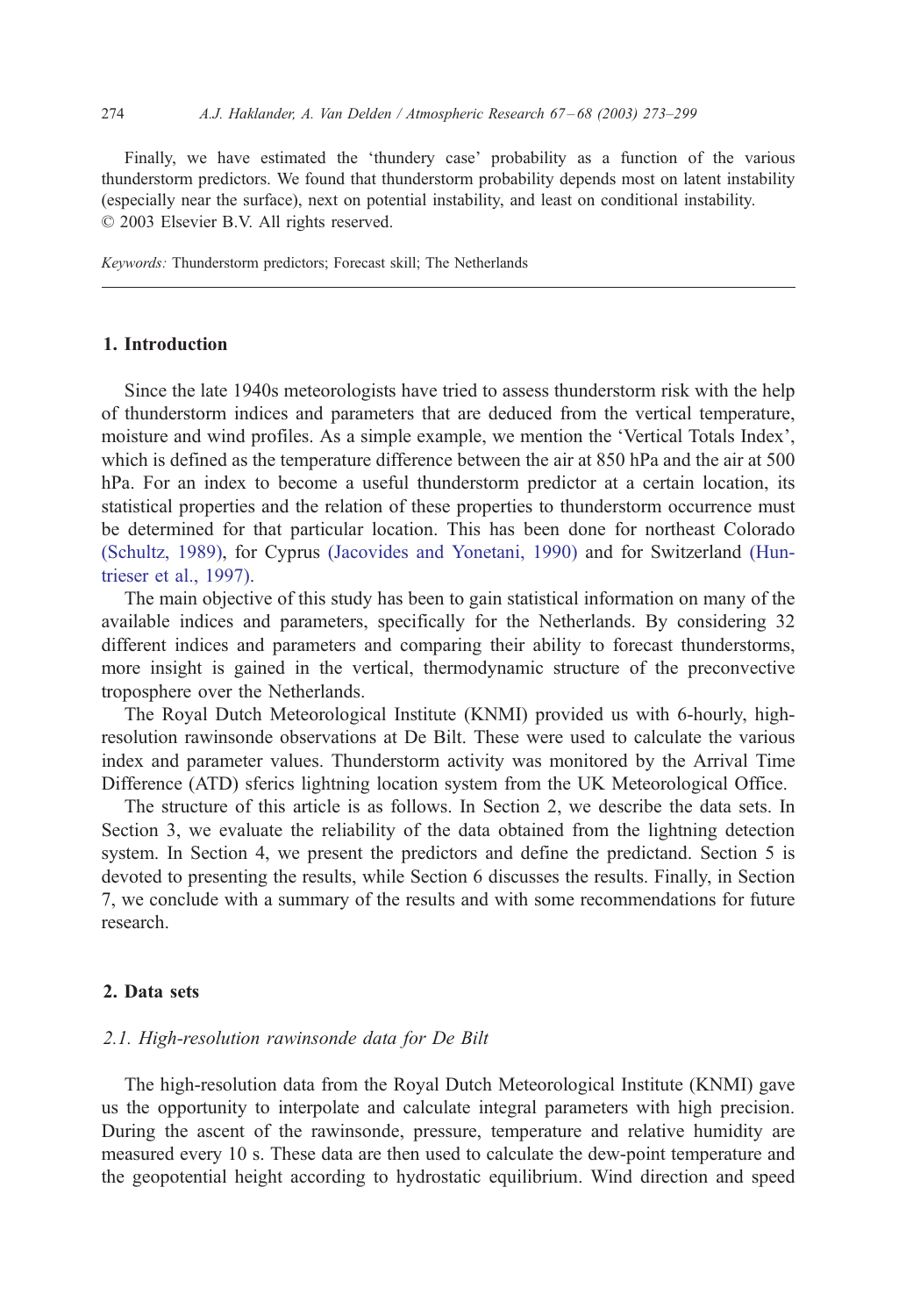Finally, we have estimated the 'thundery case' probability as a function of the various thunderstorm predictors. We found that thunderstorm probability depends most on latent instability (especially near the surface), next on potential instability, and least on conditional instability.
© 2003 Elsevier B.V. All rights reserved.

*Keywords:* Thunderstorm predictors; Forecast skill; The Netherlands

## 1. Introduction

Since the late 1940s meteorologists have tried to assess thunderstorm risk with the help of thunderstorm indices and parameters that are deduced from the vertical temperature, moisture and wind profiles. As a simple example, we mention the 'Vertical Totals Index', which is defined as the temperature difference between the air at 850 hPa and the air at 500 hPa. For an index to become a useful thunderstorm predictor at a certain location, its statistical properties and the relation of these properties to thunderstorm occurrence must be determined for that particular location. This has been done for northeast Colorado (Schultz, 1989), for Cyprus (Jacovides and Yonetani, 1990) and for Switzerland (Huntrieser et al., 1997).

The main objective of this study has been to gain statistical information on many of the available indices and parameters, specifically for the Netherlands. By considering 32 different indices and parameters and comparing their ability to forecast thunderstorms, more insight is gained in the vertical, thermodynamic structure of the preconvective troposphere over the Netherlands.

The Royal Dutch Meteorological Institute (KNMI) provided us with 6-hourly, high-resolution rawinsonde observations at De Bilt. These were used to calculate the various index and parameter values. Thunderstorm activity was monitored by the Arrival Time Difference (ATD) sferics lightning location system from the UK Meteorological Office.

The structure of this article is as follows. In Section 2, we describe the data sets. In Section 3, we evaluate the reliability of the data obtained from the lightning detection system. In Section 4, we present the predictors and define the predictand. Section 5 is devoted to presenting the results, while Section 6 discusses the results. Finally, in Section 7, we conclude with a summary of the results and with some recommendations for future research.

## 2. Data sets

### *2.1. High-resolution rawinsonde data for De Bilt*

The high-resolution data from the Royal Dutch Meteorological Institute (KNMI) gave us the opportunity to interpolate and calculate integral parameters with high precision. During the ascent of the rawinsonde, pressure, temperature and relative humidity are measured every 10 s. These data are then used to calculate the dew-point temperature and the geopotential height according to hydrostatic equilibrium. Wind direction and speed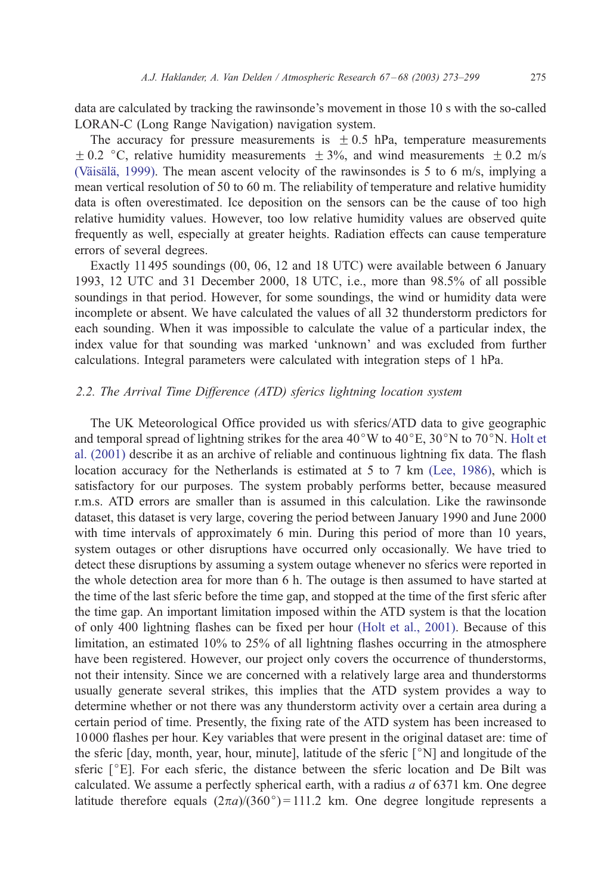data are calculated by tracking the rawinsonde's movement in those 10 s with the so-called LORAN-C (Long Range Navigation) navigation system.

The accuracy for pressure measurements is $\pm 0.5$ hPa, temperature measurements $\pm 0.2$ °C, relative humidity measurements $\pm 3\%$, and wind measurements $\pm 0.2$ m/s (Väisälä, 1999). The mean ascent velocity of the rawinsondes is 5 to 6 m/s, implying a mean vertical resolution of 50 to 60 m. The reliability of temperature and relative humidity data is often overestimated. Ice deposition on the sensors can be the cause of too high relative humidity values. However, too low relative humidity values are observed quite frequently as well, especially at greater heights. Radiation effects can cause temperature errors of several degrees.

Exactly 11 495 soundings (00, 06, 12 and 18 UTC) were available between 6 January 1993, 12 UTC and 31 December 2000, 18 UTC, i.e., more than 98.5% of all possible soundings in that period. However, for some soundings, the wind or humidity data were incomplete or absent. We have calculated the values of all 32 thunderstorm predictors for each sounding. When it was impossible to calculate the value of a particular index, the index value for that sounding was marked 'unknown' and was excluded from further calculations. Integral parameters were calculated with integration steps of 1 hPa.

### 2.2. The Arrival Time Difference (ATD) sferics lightning location system

The UK Meteorological Office provided us with sferics/ATD data to give geographic and temporal spread of lightning strikes for the area 40°W to 40°E, 30°N to 70°N. Holt et al. (2001) describe it as an archive of reliable and continuous lightning fix data. The flash location accuracy for the Netherlands is estimated at 5 to 7 km (Lee, 1986), which is satisfactory for our purposes. The system probably performs better, because measured r.m.s. ATD errors are smaller than is assumed in this calculation. Like the rawinsonde dataset, this dataset is very large, covering the period between January 1990 and June 2000 with time intervals of approximately 6 min. During this period of more than 10 years, system outages or other disruptions have occurred only occasionally. We have tried to detect these disruptions by assuming a system outage whenever no sferics were reported in the whole detection area for more than 6 h. The outage is then assumed to have started at the time of the last sferic before the time gap, and stopped at the time of the first sferic after the time gap. An important limitation imposed within the ATD system is that the location of only 400 lightning flashes can be fixed per hour (Holt et al., 2001). Because of this limitation, an estimated 10% to 25% of all lightning flashes occurring in the atmosphere have been registered. However, our project only covers the occurrence of thunderstorms, not their intensity. Since we are concerned with a relatively large area and thunderstorms usually generate several strikes, this implies that the ATD system provides a way to determine whether or not there was any thunderstorm activity over a certain area during a certain period of time. Presently, the fixing rate of the ATD system has been increased to 10 000 flashes per hour. Key variables that were present in the original dataset are: time of the sferic [day, month, year, hour, minute], latitude of the sferic [°N] and longitude of the sferic [°E]. For each sferic, the distance between the sferic location and De Bilt was calculated. We assume a perfectly spherical earth, with a radius $a$ of 6371 km. One degree latitude therefore equals $(2\pi a)/(360°) = 111.2$ km. One degree longitude represents a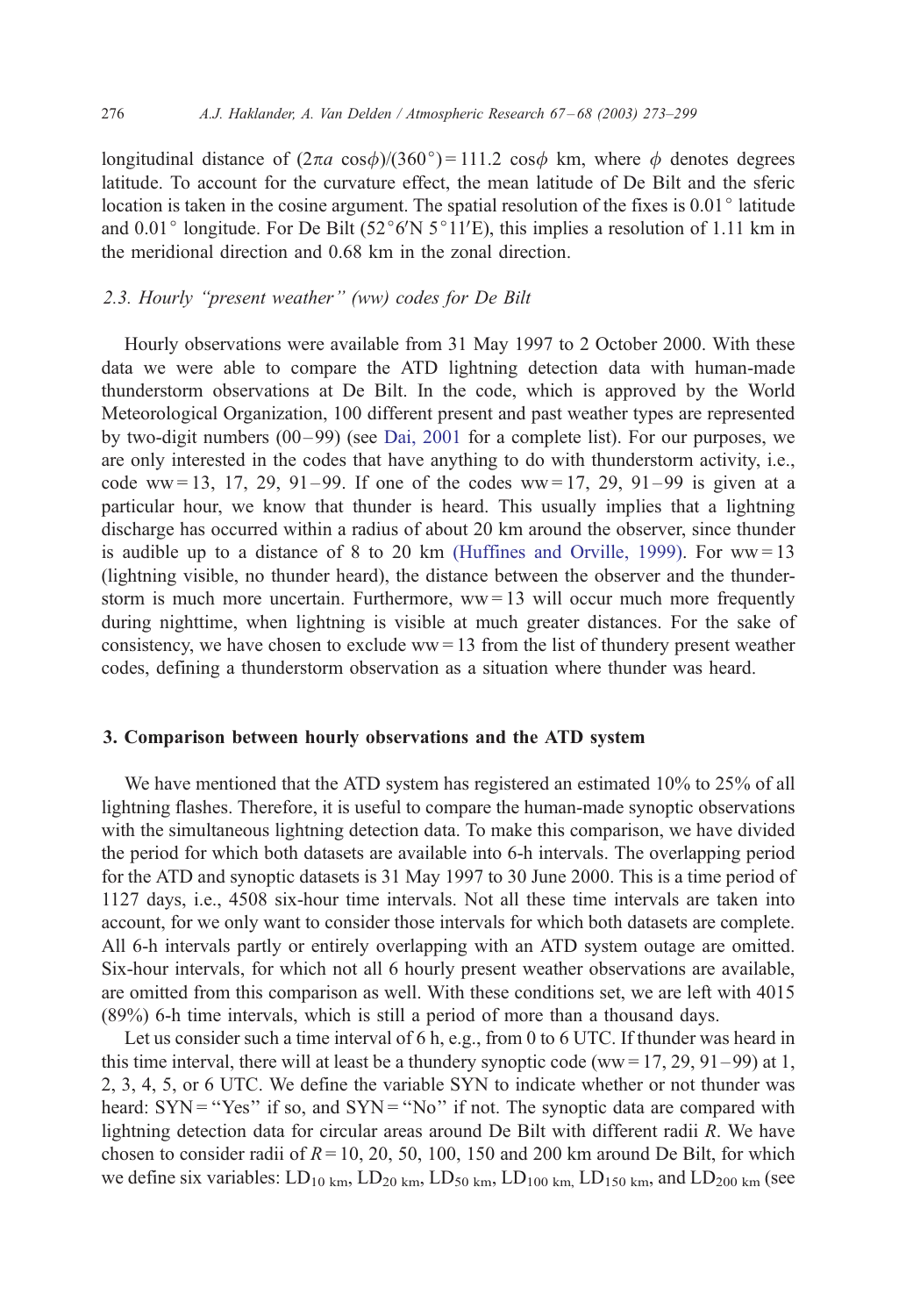longitudinal distance of $(2\pi a \cos\phi)/(360°) = 111.2 \cos\phi$ km, where $\phi$ denotes degrees latitude. To account for the curvature effect, the mean latitude of De Bilt and the sferic location is taken in the cosine argument. The spatial resolution of the fixes is 0.01° latitude and 0.01° longitude. For De Bilt (52°6′N 5°11′E), this implies a resolution of 1.11 km in the meridional direction and 0.68 km in the zonal direction.

### 2.3. Hourly "present weather" (ww) codes for De Bilt

Hourly observations were available from 31 May 1997 to 2 October 2000. With these data we were able to compare the ATD lightning detection data with human-made thunderstorm observations at De Bilt. In the code, which is approved by the World Meteorological Organization, 100 different present and past weather types are represented by two-digit numbers (00–99) (see Dai, 2001 for a complete list). For our purposes, we are only interested in the codes that have anything to do with thunderstorm activity, i.e., code ww = 13, 17, 29, 91–99. If one of the codes ww = 17, 29, 91–99 is given at a particular hour, we know that thunder is heard. This usually implies that a lightning discharge has occurred within a radius of about 20 km around the observer, since thunder is audible up to a distance of 8 to 20 km (Huffines and Orville, 1999). For ww = 13 (lightning visible, no thunder heard), the distance between the observer and the thunderstorm is much more uncertain. Furthermore, ww = 13 will occur much more frequently during nighttime, when lightning is visible at much greater distances. For the sake of consistency, we have chosen to exclude ww = 13 from the list of thundery present weather codes, defining a thunderstorm observation as a situation where thunder was heard.

## 3. Comparison between hourly observations and the ATD system

We have mentioned that the ATD system has registered an estimated 10% to 25% of all lightning flashes. Therefore, it is useful to compare the human-made synoptic observations with the simultaneous lightning detection data. To make this comparison, we have divided the period for which both datasets are available into 6-h intervals. The overlapping period for the ATD and synoptic datasets is 31 May 1997 to 30 June 2000. This is a time period of 1127 days, i.e., 4508 six-hour time intervals. Not all these time intervals are taken into account, for we only want to consider those intervals for which both datasets are complete. All 6-h intervals partly or entirely overlapping with an ATD system outage are omitted. Six-hour intervals, for which not all 6 hourly present weather observations are available, are omitted from this comparison as well. With these conditions set, we are left with 4015 (89%) 6-h time intervals, which is still a period of more than a thousand days.

Let us consider such a time interval of 6 h, e.g., from 0 to 6 UTC. If thunder was heard in this time interval, there will at least be a thundery synoptic code (ww = 17, 29, 91–99) at 1, 2, 3, 4, 5, or 6 UTC. We define the variable SYN to indicate whether or not thunder was heard: SYN = "Yes" if so, and SYN = "No" if not. The synoptic data are compared with lightning detection data for circular areas around De Bilt with different radii $R$. We have chosen to consider radii of $R$ = 10, 20, 50, 100, 150 and 200 km around De Bilt, for which we define six variables: $LD_{10\ km}$, $LD_{20\ km}$, $LD_{50\ km}$, $LD_{100\ km}$, $LD_{150\ km}$, and $LD_{200\ km}$ (see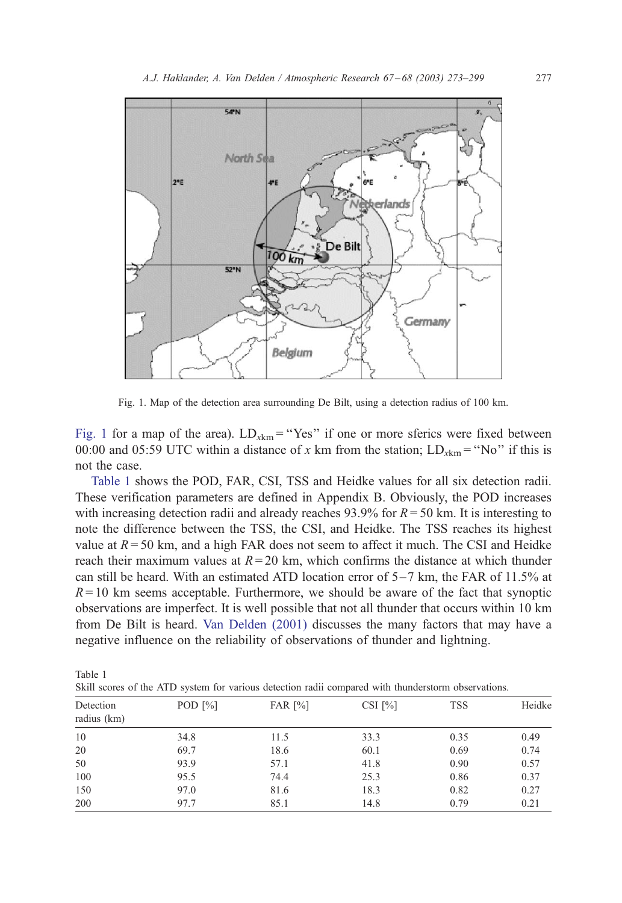Fig. 1. Map of the detection area surrounding De Bilt, using a detection radius of 100 km.

Fig. 1 for a map of the area). $LD_{x\text{km}}$ = "Yes" if one or more sferics were fixed between 00:00 and 05:59 UTC within a distance of $x$ km from the station; $LD_{x\text{km}}$ = "No" if this is not the case.

Table 1 shows the POD, FAR, CSI, TSS and Heidke values for all six detection radii. These verification parameters are defined in Appendix B. Obviously, the POD increases with increasing detection radii and already reaches 93.9% for $R = 50$ km. It is interesting to note the difference between the TSS, the CSI, and Heidke. The TSS reaches its highest value at $R = 50$ km, and a high FAR does not seem to affect it much. The CSI and Heidke reach their maximum values at $R = 20$ km, which confirms the distance at which thunder can still be heard. With an estimated ATD location error of 5–7 km, the FAR of 11.5% at $R = 10$ km seems acceptable. Furthermore, we should be aware of the fact that synoptic observations are imperfect. It is well possible that not all thunder that occurs within 10 km from De Bilt is heard. Van Delden (2001) discusses the many factors that may have a negative influence on the reliability of observations of thunder and lightning.

Table 1
Skill scores of the ATD system for various detection radii compared with thunderstorm observations.

| Detection radius (km) | POD [%] | FAR [%] | CSI [%] | TSS | Heidke |
|---|---|---|---|---|---|
| 10 | 34.8 | 11.5 | 33.3 | 0.35 | 0.49 |
| 20 | 69.7 | 18.6 | 60.1 | 0.69 | 0.74 |
| 50 | 93.9 | 57.1 | 41.8 | 0.90 | 0.57 |
| 100 | 95.5 | 74.4 | 25.3 | 0.86 | 0.37 |
| 150 | 97.0 | 81.6 | 18.3 | 0.82 | 0.27 |
| 200 | 97.7 | 85.1 | 14.8 | 0.79 | 0.21 |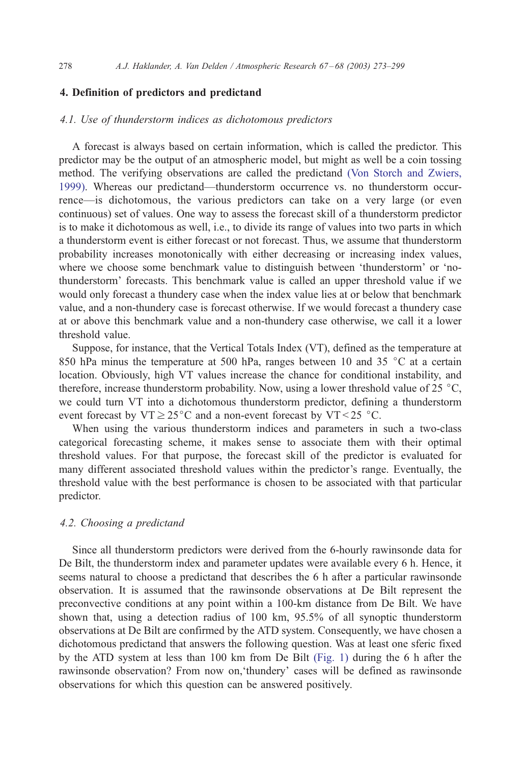## 4. Definition of predictors and predictand

### *4.1. Use of thunderstorm indices as dichotomous predictors*

A forecast is always based on certain information, which is called the predictor. This predictor may be the output of an atmospheric model, but might as well be a coin tossing method. The verifying observations are called the predictand (Von Storch and Zwiers, 1999). Whereas our predictand—thunderstorm occurrence vs. no thunderstorm occurrence—is dichotomous, the various predictors can take on a very large (or even continuous) set of values. One way to assess the forecast skill of a thunderstorm predictor is to make it dichotomous as well, i.e., to divide its range of values into two parts in which a thunderstorm event is either forecast or not forecast. Thus, we assume that thunderstorm probability increases monotonically with either decreasing or increasing index values, where we choose some benchmark value to distinguish between 'thunderstorm' or 'no-thunderstorm' forecasts. This benchmark value is called an upper threshold value if we would only forecast a thundery case when the index value lies at or below that benchmark value, and a non-thundery case is forecast otherwise. If we would forecast a thundery case at or above this benchmark value and a non-thundery case otherwise, we call it a lower threshold value.

Suppose, for instance, that the Vertical Totals Index (VT), defined as the temperature at 850 hPa minus the temperature at 500 hPa, ranges between 10 and 35 °C at a certain location. Obviously, high VT values increase the chance for conditional instability, and therefore, increase thunderstorm probability. Now, using a lower threshold value of 25 °C, we could turn VT into a dichotomous thunderstorm predictor, defining a thunderstorm event forecast by $\mathrm{VT} \geq 25\,^{\circ}\mathrm{C}$ and a non-event forecast by $\mathrm{VT} < 25\,^{\circ}\mathrm{C}$.

When using the various thunderstorm indices and parameters in such a two-class categorical forecasting scheme, it makes sense to associate them with their optimal threshold values. For that purpose, the forecast skill of the predictor is evaluated for many different associated threshold values within the predictor's range. Eventually, the threshold value with the best performance is chosen to be associated with that particular predictor.

### *4.2. Choosing a predictand*

Since all thunderstorm predictors were derived from the 6-hourly rawinsonde data for De Bilt, the thunderstorm index and parameter updates were available every 6 h. Hence, it seems natural to choose a predictand that describes the 6 h after a particular rawinsonde observation. It is assumed that the rawinsonde observations at De Bilt represent the preconvective conditions at any point within a 100-km distance from De Bilt. We have shown that, using a detection radius of 100 km, 95.5% of all synoptic thunderstorm observations at De Bilt are confirmed by the ATD system. Consequently, we have chosen a dichotomous predictand that answers the following question. Was at least one sferic fixed by the ATD system at less than 100 km from De Bilt (Fig. 1) during the 6 h after the rawinsonde observation? From now on,'thundery' cases will be defined as rawinsonde observations for which this question can be answered positively.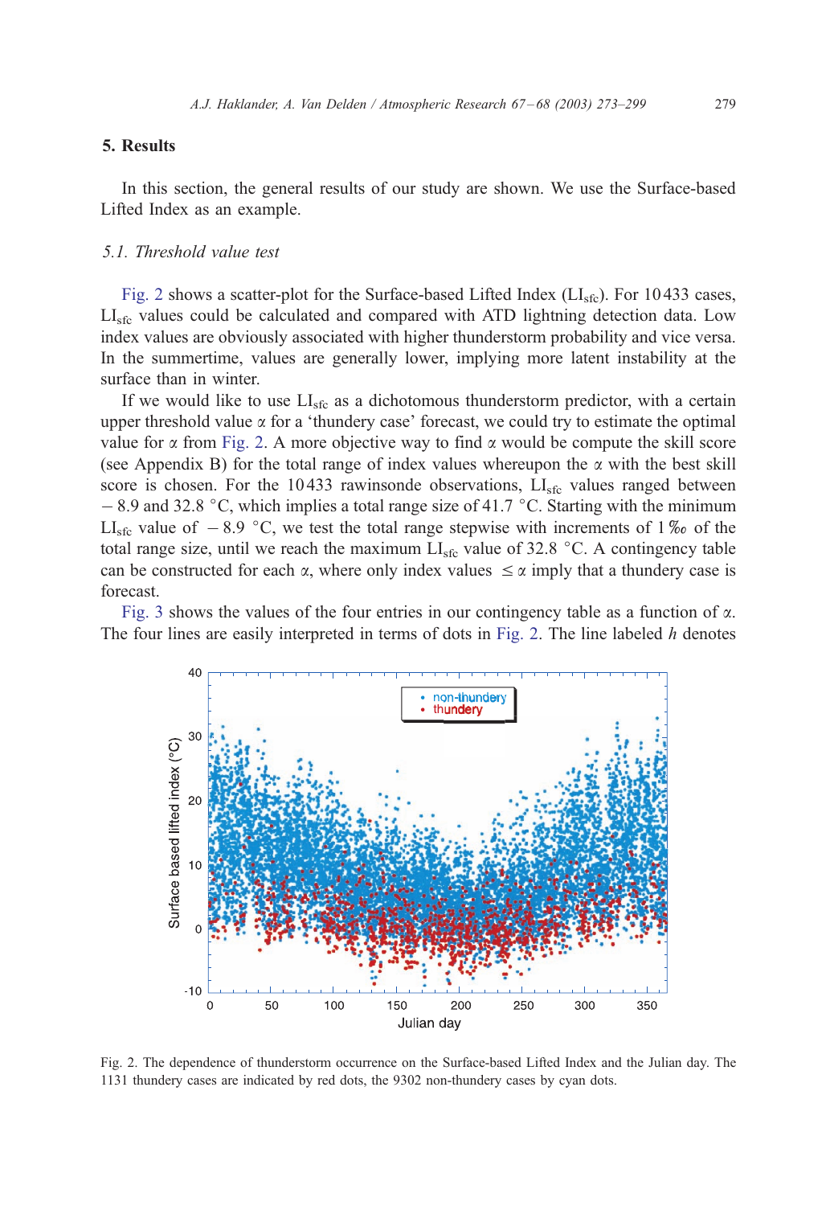## 5. Results

In this section, the general results of our study are shown. We use the Surface-based Lifted Index as an example.

### 5.1. Threshold value test

Fig. 2 shows a scatter-plot for the Surface-based Lifted Index ($LI_{sfc}$). For 10 433 cases, $LI_{sfc}$ values could be calculated and compared with ATD lightning detection data. Low index values are obviously associated with higher thunderstorm probability and vice versa. In the summertime, values are generally lower, implying more latent instability at the surface than in winter.

If we would like to use $LI_{sfc}$ as a dichotomous thunderstorm predictor, with a certain upper threshold value $\alpha$ for a 'thundery case' forecast, we could try to estimate the optimal value for $\alpha$ from Fig. 2. A more objective way to find $\alpha$ would be compute the skill score (see Appendix B) for the total range of index values whereupon the $\alpha$ with the best skill score is chosen. For the 10 433 rawinsonde observations, $LI_{sfc}$ values ranged between $-8.9$ and 32.8 °C, which implies a total range size of 41.7 °C. Starting with the minimum $LI_{sfc}$ value of $-8.9$ °C, we test the total range stepwise with increments of 1‰ of the total range size, until we reach the maximum $LI_{sfc}$ value of 32.8 °C. A contingency table can be constructed for each $\alpha$, where only index values $\leq \alpha$ imply that a thundery case is forecast.

Fig. 3 shows the values of the four entries in our contingency table as a function of $\alpha$. The four lines are easily interpreted in terms of dots in Fig. 2. The line labeled $h$ denotes

Fig. 2. The dependence of thunderstorm occurrence on the Surface-based Lifted Index and the Julian day. The 1131 thundery cases are indicated by red dots, the 9302 non-thundery cases by cyan dots.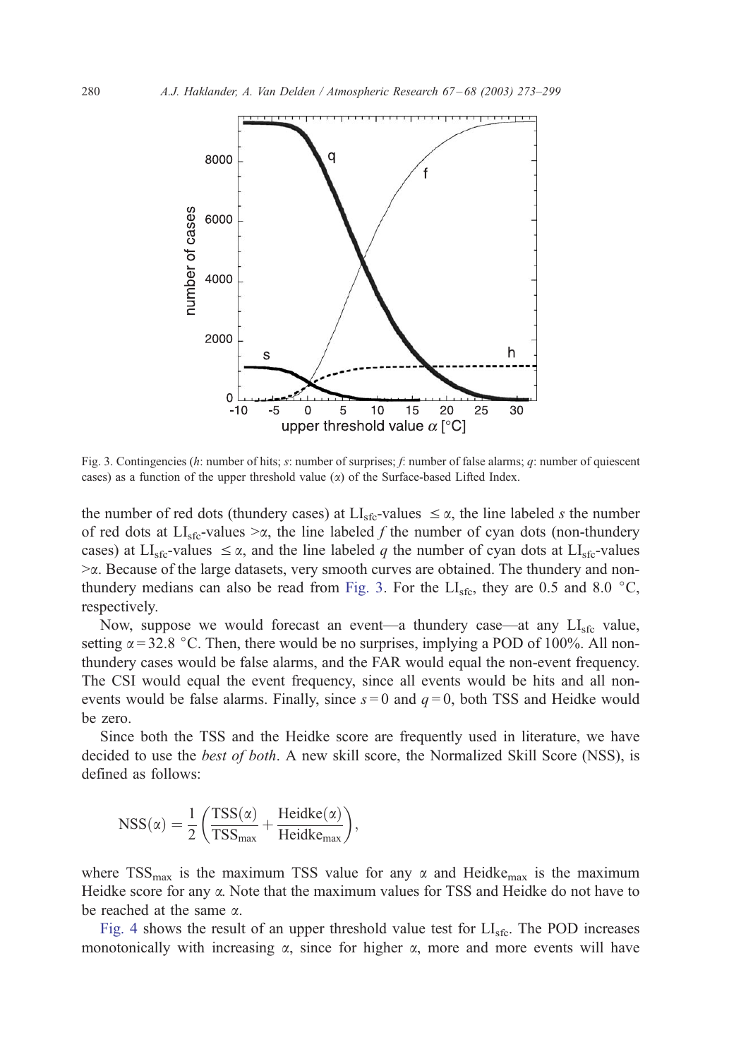Fig. 3. Contingencies ($h$: number of hits; $s$: number of surprises; $f$: number of false alarms; $q$: number of quiescent cases) as a function of the upper threshold value ($\alpha$) of the Surface-based Lifted Index.

the number of red dots (thundery cases) at $LI_{sfc}$-values $\leq \alpha$, the line labeled $s$ the number of red dots at $LI_{sfc}$-values $> \alpha$, the line labeled $f$ the number of cyan dots (non-thundery cases) at $LI_{sfc}$-values $\leq \alpha$, and the line labeled $q$ the number of cyan dots at $LI_{sfc}$-values $> \alpha$. Because of the large datasets, very smooth curves are obtained. The thundery and non-thundery medians can also be read from Fig. 3. For the $LI_{sfc}$, they are 0.5 and 8.0 °C, respectively.

Now, suppose we would forecast an event—a thundery case—at any $LI_{sfc}$ value, setting $\alpha = 32.8$ °C. Then, there would be no surprises, implying a POD of 100%. All non-thundery cases would be false alarms, and the FAR would equal the non-event frequency. The CSI would equal the event frequency, since all events would be hits and all non-events would be false alarms. Finally, since $s = 0$ and $q = 0$, both TSS and Heidke would be zero.

Since both the TSS and the Heidke score are frequently used in literature, we have decided to use the *best of both*. A new skill score, the Normalized Skill Score (NSS), is defined as follows:

$$\mathrm{NSS}(\alpha) = \frac{1}{2}\left(\frac{\mathrm{TSS}(\alpha)}{\mathrm{TSS}_{\max}} + \frac{\mathrm{Heidke}(\alpha)}{\mathrm{Heidke}_{\max}}\right),$$

where $\mathrm{TSS}_{\max}$ is the maximum TSS value for any $\alpha$ and $\mathrm{Heidke}_{\max}$ is the maximum Heidke score for any $\alpha$. Note that the maximum values for TSS and Heidke do not have to be reached at the same $\alpha$.

Fig. 4 shows the result of an upper threshold value test for $LI_{sfc}$. The POD increases monotonically with increasing $\alpha$, since for higher $\alpha$, more and more events will have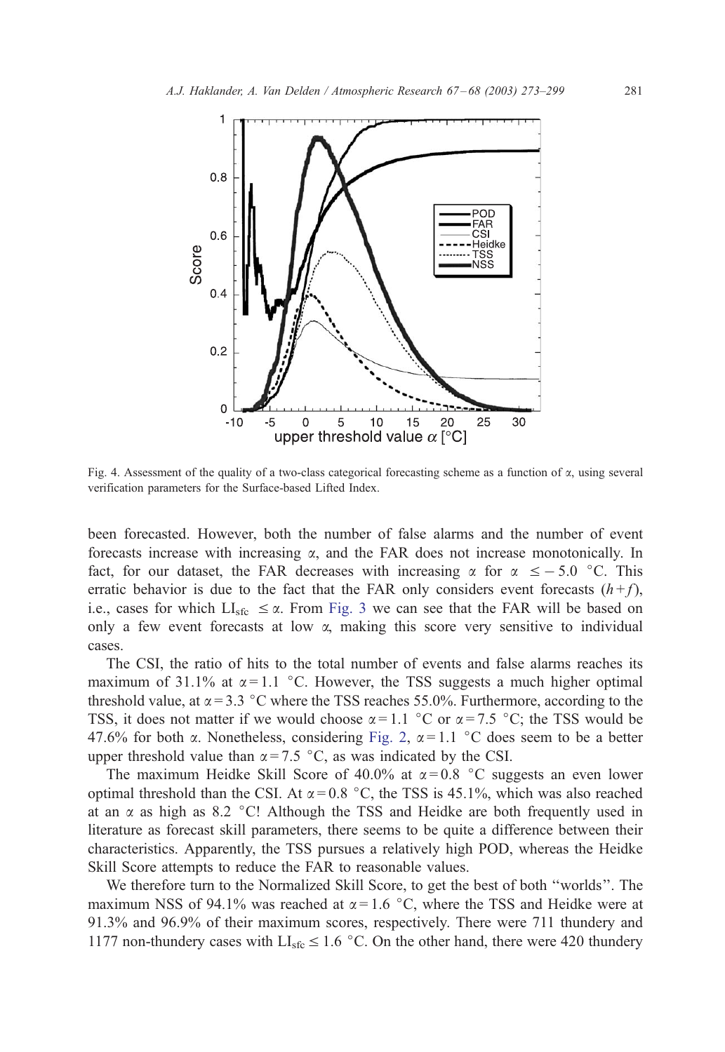Fig. 4. Assessment of the quality of a two-class categorical forecasting scheme as a function of $\alpha$, using several verification parameters for the Surface-based Lifted Index.

been forecasted. However, both the number of false alarms and the number of event forecasts increase with increasing $\alpha$, and the FAR does not increase monotonically. In fact, for our dataset, the FAR decreases with increasing $\alpha$ for $\alpha \leq -5.0$ °C. This erratic behavior is due to the fact that the FAR only considers event forecasts $(h+f)$, i.e., cases for which $LI_{sfc} \leq \alpha$. From Fig. 3 we can see that the FAR will be based on only a few event forecasts at low $\alpha$, making this score very sensitive to individual cases.

The CSI, the ratio of hits to the total number of events and false alarms reaches its maximum of 31.1% at $\alpha = 1.1$ °C. However, the TSS suggests a much higher optimal threshold value, at $\alpha = 3.3$ °C where the TSS reaches 55.0%. Furthermore, according to the TSS, it does not matter if we would choose $\alpha = 1.1$ °C or $\alpha = 7.5$ °C; the TSS would be 47.6% for both $\alpha$. Nonetheless, considering Fig. 2, $\alpha = 1.1$ °C does seem to be a better upper threshold value than $\alpha = 7.5$ °C, as was indicated by the CSI.

The maximum Heidke Skill Score of 40.0% at $\alpha = 0.8$ °C suggests an even lower optimal threshold than the CSI. At $\alpha = 0.8$ °C, the TSS is 45.1%, which was also reached at an $\alpha$ as high as 8.2 °C! Although the TSS and Heidke are both frequently used in literature as forecast skill parameters, there seems to be quite a difference between their characteristics. Apparently, the TSS pursues a relatively high POD, whereas the Heidke Skill Score attempts to reduce the FAR to reasonable values.

We therefore turn to the Normalized Skill Score, to get the best of both ''worlds''. The maximum NSS of 94.1% was reached at $\alpha = 1.6$ °C, where the TSS and Heidke were at 91.3% and 96.9% of their maximum scores, respectively. There were 711 thundery and 1177 non-thundery cases with $LI_{sfc} \leq 1.6$ °C. On the other hand, there were 420 thundery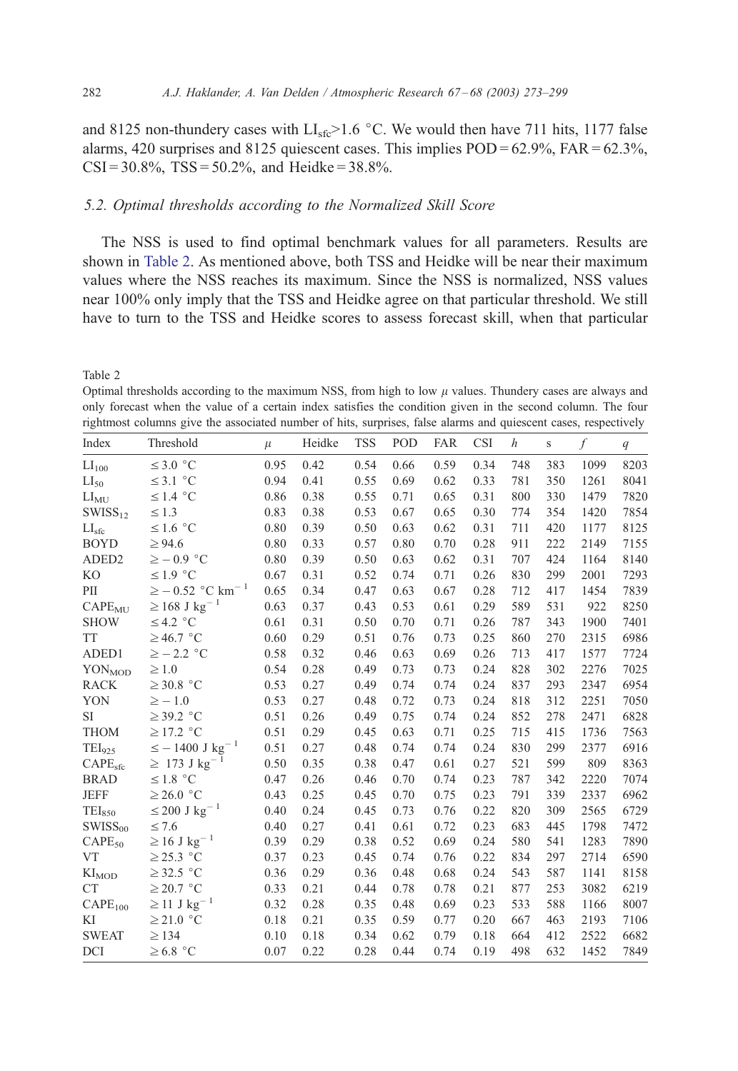and 8125 non-thundery cases with $LI_{sfc}$>1.6 °C. We would then have 711 hits, 1177 false alarms, 420 surprises and 8125 quiescent cases. This implies POD = 62.9%, FAR = 62.3%, CSI = 30.8%, TSS = 50.2%, and Heidke = 38.8%.

### 5.2. Optimal thresholds according to the Normalized Skill Score

The NSS is used to find optimal benchmark values for all parameters. Results are shown in Table 2. As mentioned above, both TSS and Heidke will be near their maximum values where the NSS reaches its maximum. Since the NSS is normalized, NSS values near 100% only imply that the TSS and Heidke agree on that particular threshold. We still have to turn to the TSS and Heidke scores to assess forecast skill, when that particular

Table 2
Optimal thresholds according to the maximum NSS, from high to low $\mu$ values. Thundery cases are always and only forecast when the value of a certain index satisfies the condition given in the second column. The four rightmost columns give the associated number of hits, surprises, false alarms and quiescent cases, respectively

| Index | Threshold | $\mu$ | Heidke | TSS | POD | FAR | CSI | $h$ | s | $f$ | $q$ |
|---|---|---|---|---|---|---|---|---|---|---|---|
| $LI_{100}$ | ≤ 3.0 °C | 0.95 | 0.42 | 0.54 | 0.66 | 0.59 | 0.34 | 748 | 383 | 1099 | 8203 |
| $LI_{50}$ | ≤ 3.1 °C | 0.94 | 0.41 | 0.55 | 0.69 | 0.62 | 0.33 | 781 | 350 | 1261 | 8041 |
| $LI_{MU}$ | ≤ 1.4 °C | 0.86 | 0.38 | 0.55 | 0.71 | 0.65 | 0.31 | 800 | 330 | 1479 | 7820 |
| $SWISS_{12}$ | ≤ 1.3 | 0.83 | 0.38 | 0.53 | 0.67 | 0.65 | 0.30 | 774 | 354 | 1420 | 7854 |
| $LI_{sfc}$ | ≤ 1.6 °C | 0.80 | 0.39 | 0.50 | 0.63 | 0.62 | 0.31 | 711 | 420 | 1177 | 8125 |
| BOYD | ≥ 94.6 | 0.80 | 0.33 | 0.57 | 0.80 | 0.70 | 0.28 | 911 | 222 | 2149 | 7155 |
| ADED2 | ≥ − 0.9 °C | 0.80 | 0.39 | 0.50 | 0.63 | 0.62 | 0.31 | 707 | 424 | 1164 | 8140 |
| KO | ≤ 1.9 °C | 0.67 | 0.31 | 0.52 | 0.74 | 0.71 | 0.26 | 830 | 299 | 2001 | 7293 |
| PII | ≥ − 0.52 °C km$^{-1}$ | 0.65 | 0.34 | 0.47 | 0.63 | 0.67 | 0.28 | 712 | 417 | 1454 | 7839 |
| $CAPE_{MU}$ | ≥ 168 J kg$^{-1}$ | 0.63 | 0.37 | 0.43 | 0.53 | 0.61 | 0.29 | 589 | 531 | 922 | 8250 |
| SHOW | ≤ 4.2 °C | 0.61 | 0.31 | 0.50 | 0.70 | 0.71 | 0.26 | 787 | 343 | 1900 | 7401 |
| TT | ≥ 46.7 °C | 0.60 | 0.29 | 0.51 | 0.76 | 0.73 | 0.25 | 860 | 270 | 2315 | 6986 |
| ADED1 | ≥ − 2.2 °C | 0.58 | 0.32 | 0.46 | 0.63 | 0.69 | 0.26 | 713 | 417 | 1577 | 7724 |
| $YON_{MOD}$ | ≥ 1.0 | 0.54 | 0.28 | 0.49 | 0.73 | 0.73 | 0.24 | 828 | 302 | 2276 | 7025 |
| RACK | ≥ 30.8 °C | 0.53 | 0.27 | 0.49 | 0.74 | 0.74 | 0.24 | 837 | 293 | 2347 | 6954 |
| YON | ≥ − 1.0 | 0.53 | 0.27 | 0.48 | 0.72 | 0.73 | 0.24 | 818 | 312 | 2251 | 7050 |
| SI | ≥ 39.2 °C | 0.51 | 0.26 | 0.49 | 0.75 | 0.74 | 0.24 | 852 | 278 | 2471 | 6828 |
| THOM | ≥ 17.2 °C | 0.51 | 0.29 | 0.45 | 0.63 | 0.71 | 0.25 | 715 | 415 | 1736 | 7563 |
| $TEI_{925}$ | ≤ − 1400 J kg$^{-1}$ | 0.51 | 0.27 | 0.48 | 0.74 | 0.74 | 0.24 | 830 | 299 | 2377 | 6916 |
| $CAPE_{sfc}$ | ≥ 173 J kg$^{-1}$ | 0.50 | 0.35 | 0.38 | 0.47 | 0.61 | 0.27 | 521 | 599 | 809 | 8363 |
| BRAD | ≤ 1.8 °C | 0.47 | 0.26 | 0.46 | 0.70 | 0.74 | 0.23 | 787 | 342 | 2220 | 7074 |
| JEFF | ≥ 26.0 °C | 0.43 | 0.25 | 0.45 | 0.70 | 0.75 | 0.23 | 791 | 339 | 2337 | 6962 |
| $TEI_{850}$ | ≤ 200 J kg$^{-1}$ | 0.40 | 0.24 | 0.45 | 0.73 | 0.76 | 0.22 | 820 | 309 | 2565 | 6729 |
| $SWISS_{00}$ | ≤ 7.6 | 0.40 | 0.27 | 0.41 | 0.61 | 0.72 | 0.23 | 683 | 445 | 1798 | 7472 |
| $CAPE_{50}$ | ≥ 16 J kg$^{-1}$ | 0.39 | 0.29 | 0.38 | 0.52 | 0.69 | 0.24 | 580 | 541 | 1283 | 7890 |
| VT | ≥ 25.3 °C | 0.37 | 0.23 | 0.45 | 0.74 | 0.76 | 0.22 | 834 | 297 | 2714 | 6590 |
| $KI_{MOD}$ | ≥ 32.5 °C | 0.36 | 0.29 | 0.36 | 0.48 | 0.68 | 0.24 | 543 | 587 | 1141 | 8158 |
| CT | ≥ 20.7 °C | 0.33 | 0.21 | 0.44 | 0.78 | 0.78 | 0.21 | 877 | 253 | 3082 | 6219 |
| $CAPE_{100}$ | ≥ 11 J kg$^{-1}$ | 0.32 | 0.28 | 0.35 | 0.48 | 0.69 | 0.23 | 533 | 588 | 1166 | 8007 |
| KI | ≥ 21.0 °C | 0.18 | 0.21 | 0.35 | 0.59 | 0.77 | 0.20 | 667 | 463 | 2193 | 7106 |
| SWEAT | ≥ 134 | 0.10 | 0.18 | 0.34 | 0.62 | 0.79 | 0.18 | 664 | 412 | 2522 | 6682 |
| DCI | ≥ 6.8 °C | 0.07 | 0.22 | 0.28 | 0.44 | 0.74 | 0.19 | 498 | 632 | 1452 | 7849 |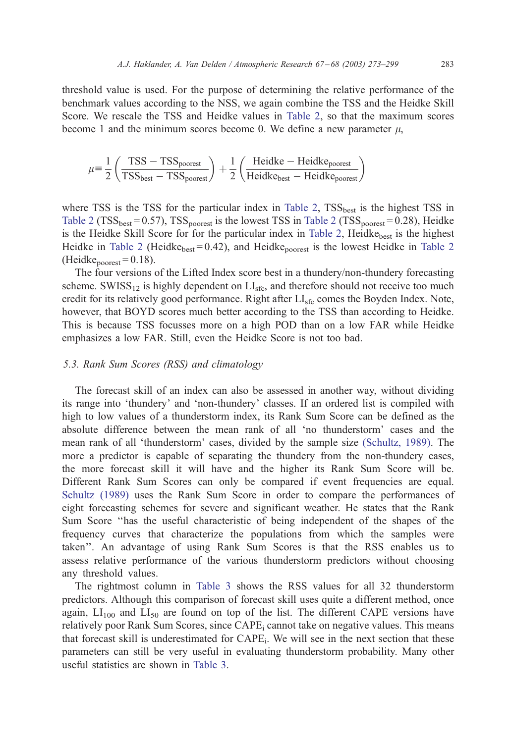threshold value is used. For the purpose of determining the relative performance of the benchmark values according to the NSS, we again combine the TSS and the Heidke Skill Score. We rescale the TSS and Heidke values in Table 2, so that the maximum scores become 1 and the minimum scores become 0. We define a new parameter $\mu$,

$$\mu \equiv \frac{1}{2}\left(\frac{\mathrm{TSS}-\mathrm{TSS}_{\mathrm{poorest}}}{\mathrm{TSS}_{\mathrm{best}}-\mathrm{TSS}_{\mathrm{poorest}}}\right)+\frac{1}{2}\left(\frac{\mathrm{Heidke}-\mathrm{Heidke}_{\mathrm{poorest}}}{\mathrm{Heidke}_{\mathrm{best}}-\mathrm{Heidke}_{\mathrm{poorest}}}\right)$$

where TSS is the TSS for the particular index in Table 2, $\mathrm{TSS}_{\mathrm{best}}$ is the highest TSS in Table 2 ($\mathrm{TSS}_{\mathrm{best}}=0.57$), $\mathrm{TSS}_{\mathrm{poorest}}$ is the lowest TSS in Table 2 ($\mathrm{TSS}_{\mathrm{poorest}}=0.28$), Heidke is the Heidke Skill Score for for the particular index in Table 2, $\mathrm{Heidke}_{\mathrm{best}}$ is the highest Heidke in Table 2 ($\mathrm{Heidke}_{\mathrm{best}}=0.42$), and $\mathrm{Heidke}_{\mathrm{poorest}}$ is the lowest Heidke in Table 2 ($\mathrm{Heidke}_{\mathrm{poorest}}=0.18$).

The four versions of the Lifted Index score best in a thundery/non-thundery forecasting scheme. $\mathrm{SWISS}_{12}$ is highly dependent on $\mathrm{LI}_{\mathrm{sfc}}$, and therefore should not receive too much credit for its relatively good performance. Right after $\mathrm{LI}_{\mathrm{sfc}}$ comes the Boyden Index. Note, however, that BOYD scores much better according to the TSS than according to Heidke. This is because TSS focusses more on a high POD than on a low FAR while Heidke emphasizes a low FAR. Still, even the Heidke Score is not too bad.

### 5.3. Rank Sum Scores (RSS) and climatology

The forecast skill of an index can also be assessed in another way, without dividing its range into 'thundery' and 'non-thundery' classes. If an ordered list is compiled with high to low values of a thunderstorm index, its Rank Sum Score can be defined as the absolute difference between the mean rank of all 'no thunderstorm' cases and the mean rank of all 'thunderstorm' cases, divided by the sample size (Schultz, 1989). The more a predictor is capable of separating the thundery from the non-thundery cases, the more forecast skill it will have and the higher its Rank Sum Score will be. Different Rank Sum Scores can only be compared if event frequencies are equal. Schultz (1989) uses the Rank Sum Score in order to compare the performances of eight forecasting schemes for severe and significant weather. He states that the Rank Sum Score "has the useful characteristic of being independent of the shapes of the frequency curves that characterize the populations from which the samples were taken". An advantage of using Rank Sum Scores is that the RSS enables us to assess relative performance of the various thunderstorm predictors without choosing any threshold values.

The rightmost column in Table 3 shows the RSS values for all 32 thunderstorm predictors. Although this comparison of forecast skill uses quite a different method, once again, $\mathrm{LI}_{100}$ and $\mathrm{LI}_{50}$ are found on top of the list. The different CAPE versions have relatively poor Rank Sum Scores, since $\mathrm{CAPE}_{\mathrm{i}}$ cannot take on negative values. This means that forecast skill is underestimated for $\mathrm{CAPE}_{\mathrm{i}}$. We will see in the next section that these parameters can still be very useful in evaluating thunderstorm probability. Many other useful statistics are shown in Table 3.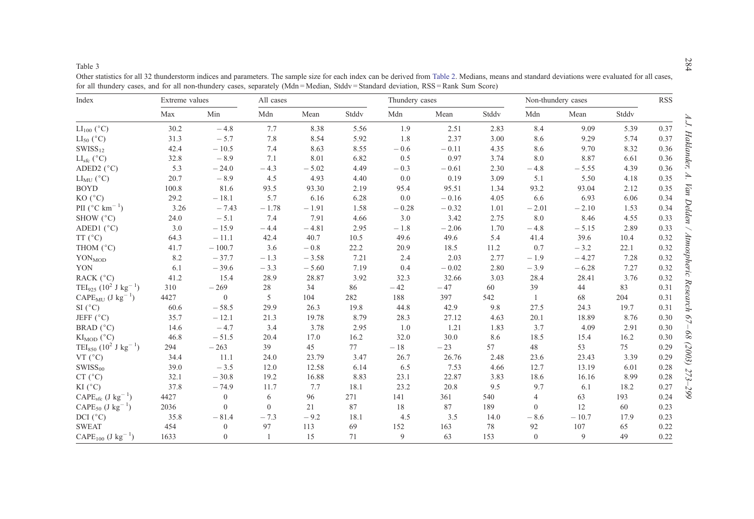Table 3

Other statistics for all 32 thunderstorm indices and parameters. The sample size for each index can be derived from Table 2. Medians, means and standard deviations were evaluated for all cases, for all thundery cases, and for all non-thundery cases, separately (Mdn = Median, Stddv = Standard deviation, RSS = Rank Sum Score)

| Index | Extreme values | | All cases | | | Thundery cases | | | Non-thundery cases | | | RSS |
|---|---|---|---|---|---|---|---|---|---|---|---|---|
| | Max | Min | Mdn | Mean | Stddv | Mdn | Mean | Stddv | Mdn | Mean | Stddv | |
| $LI_{100}$ (°C) | 30.2 | −4.8 | 7.7 | 8.38 | 5.56 | 1.9 | 2.51 | 2.83 | 8.4 | 9.09 | 5.39 | 0.37 |
| $LI_{50}$ (°C) | 31.3 | −5.7 | 7.8 | 8.54 | 5.92 | 1.8 | 2.37 | 3.00 | 8.6 | 9.29 | 5.74 | 0.37 |
| $SWISS_{12}$ | 42.4 | −10.5 | 7.4 | 8.63 | 8.55 | −0.6 | −0.11 | 4.35 | 8.6 | 9.70 | 8.32 | 0.36 |
| $LI_{sfc}$ (°C) | 32.8 | −8.9 | 7.1 | 8.01 | 6.82 | 0.5 | 0.97 | 3.74 | 8.0 | 8.87 | 6.61 | 0.36 |
| ADED2 (°C) | 5.3 | −24.0 | −4.3 | −5.02 | 4.49 | −0.3 | −0.61 | 2.30 | −4.8 | −5.55 | 4.39 | 0.36 |
| $LI_{MU}$ (°C) | 20.7 | −8.9 | 4.5 | 4.93 | 4.40 | 0.0 | 0.19 | 3.09 | 5.1 | 5.50 | 4.18 | 0.35 |
| BOYD | 100.8 | 81.6 | 93.5 | 93.30 | 2.19 | 95.4 | 95.51 | 1.34 | 93.2 | 93.04 | 2.12 | 0.35 |
| KO (°C) | 29.2 | −18.1 | 5.7 | 6.16 | 6.28 | 0.0 | −0.16 | 4.05 | 6.6 | 6.93 | 6.06 | 0.34 |
| PII (°C $km^{-1}$) | 3.26 | −7.43 | −1.78 | −1.91 | 1.58 | −0.28 | −0.32 | 1.01 | −2.01 | −2.10 | 1.53 | 0.34 |
| SHOW (°C) | 24.0 | −5.1 | 7.4 | 7.91 | 4.66 | 3.0 | 3.42 | 2.75 | 8.0 | 8.46 | 4.55 | 0.33 |
| ADED1 (°C) | 3.0 | −15.9 | −4.4 | −4.81 | 2.95 | −1.8 | −2.06 | 1.70 | −4.8 | −5.15 | 2.89 | 0.33 |
| TT (°C) | 64.3 | −11.1 | 42.4 | 40.7 | 10.5 | 49.6 | 49.6 | 5.4 | 41.4 | 39.6 | 10.4 | 0.32 |
| THOM (°C) | 41.7 | −100.7 | 3.6 | −0.8 | 22.2 | 20.9 | 18.5 | 11.2 | 0.7 | −3.2 | 22.1 | 0.32 |
| $YON_{MOD}$ | 8.2 | −37.7 | −1.3 | −3.58 | 7.21 | 2.4 | 2.03 | 2.77 | −1.9 | −4.27 | 7.28 | 0.32 |
| YON | 6.1 | −39.6 | −3.3 | −5.60 | 7.19 | 0.4 | −0.02 | 2.80 | −3.9 | −6.28 | 7.27 | 0.32 |
| RACK (°C) | 41.2 | 15.4 | 28.9 | 28.87 | 3.92 | 32.3 | 32.66 | 3.03 | 28.4 | 28.41 | 3.76 | 0.32 |
| $TEI_{925}$ ($10^2$ J $kg^{-1}$) | 310 | −269 | 28 | 34 | 86 | −42 | −47 | 60 | 39 | 44 | 83 | 0.31 |
| $CAPE_{MU}$ (J $kg^{-1}$) | 4427 | 0 | 5 | 104 | 282 | 188 | 397 | 542 | 1 | 68 | 204 | 0.31 |
| SI (°C) | 60.6 | −58.5 | 29.9 | 26.3 | 19.8 | 44.8 | 42.9 | 9.8 | 27.5 | 24.3 | 19.7 | 0.31 |
| JEFF (°C) | 35.7 | −12.1 | 21.3 | 19.78 | 8.79 | 28.3 | 27.12 | 4.63 | 20.1 | 18.89 | 8.76 | 0.30 |
| BRAD (°C) | 14.6 | −4.7 | 3.4 | 3.78 | 2.95 | 1.0 | 1.21 | 1.83 | 3.7 | 4.09 | 2.91 | 0.30 |
| $KI_{MOD}$ (°C) | 46.8 | −51.5 | 20.4 | 17.0 | 16.2 | 32.0 | 30.0 | 8.6 | 18.5 | 15.4 | 16.2 | 0.30 |
| $TEI_{850}$ ($10^2$ J $kg^{-1}$) | 294 | −263 | 39 | 45 | 77 | −18 | −23 | 57 | 48 | 53 | 75 | 0.29 |
| VT (°C) | 34.4 | 11.1 | 24.0 | 23.79 | 3.47 | 26.7 | 26.76 | 2.48 | 23.6 | 23.43 | 3.39 | 0.29 |
| $SWISS_{00}$ | 39.0 | −3.5 | 12.0 | 12.58 | 6.14 | 6.5 | 7.53 | 4.66 | 12.7 | 13.19 | 6.01 | 0.28 |
| CT (°C) | 32.1 | −30.8 | 19.2 | 16.88 | 8.83 | 23.1 | 22.87 | 3.83 | 18.6 | 16.16 | 8.99 | 0.28 |
| KI (°C) | 37.8 | −74.9 | 11.7 | 7.7 | 18.1 | 23.2 | 20.8 | 9.5 | 9.7 | 6.1 | 18.2 | 0.27 |
| $CAPE_{sfc}$ (J $kg^{-1}$) | 4427 | 0 | 6 | 96 | 271 | 141 | 361 | 540 | 4 | 63 | 193 | 0.24 |
| $CAPE_{50}$ (J $kg^{-1}$) | 2036 | 0 | 0 | 21 | 87 | 18 | 87 | 189 | 0 | 12 | 60 | 0.23 |
| DCI (°C) | 35.8 | −81.4 | −7.3 | −9.2 | 18.1 | 4.5 | 3.5 | 14.0 | −8.6 | −10.7 | 17.9 | 0.23 |
| SWEAT | 454 | 0 | 97 | 113 | 69 | 152 | 163 | 78 | 92 | 107 | 65 | 0.22 |
| $CAPE_{100}$ (J $kg^{-1}$) | 1633 | 0 | 1 | 15 | 71 | 9 | 63 | 153 | 0 | 9 | 49 | 0.22 |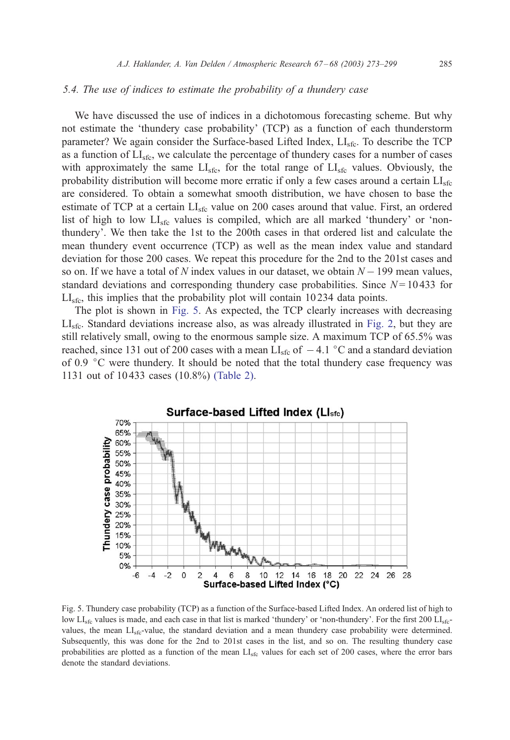### 5.4. The use of indices to estimate the probability of a thundery case

We have discussed the use of indices in a dichotomous forecasting scheme. But why not estimate the 'thundery case probability' (TCP) as a function of each thunderstorm parameter? We again consider the Surface-based Lifted Index, $LI_{sfc}$. To describe the TCP as a function of $LI_{sfc}$, we calculate the percentage of thundery cases for a number of cases with approximately the same $LI_{sfc}$, for the total range of $LI_{sfc}$ values. Obviously, the probability distribution will become more erratic if only a few cases around a certain $LI_{sfc}$ are considered. To obtain a somewhat smooth distribution, we have chosen to base the estimate of TCP at a certain $LI_{sfc}$ value on 200 cases around that value. First, an ordered list of high to low $LI_{sfc}$ values is compiled, which are all marked 'thundery' or 'non-thundery'. We then take the 1st to the 200th cases in that ordered list and calculate the mean thundery event occurrence (TCP) as well as the mean index value and standard deviation for those 200 cases. We repeat this procedure for the 2nd to the 201st cases and so on. If we have a total of $N$ index values in our dataset, we obtain $N-199$ mean values, standard deviations and corresponding thundery case probabilities. Since $N=10\,433$ for $LI_{sfc}$, this implies that the probability plot will contain 10 234 data points.

The plot is shown in Fig. 5. As expected, the TCP clearly increases with decreasing $LI_{sfc}$. Standard deviations increase also, as was already illustrated in Fig. 2, but they are still relatively small, owing to the enormous sample size. A maximum TCP of 65.5% was reached, since 131 out of 200 cases with a mean $LI_{sfc}$ of $-4.1$ °C and a standard deviation of 0.9 °C were thundery. It should be noted that the total thundery case frequency was 1131 out of 10 433 cases (10.8%) (Table 2).

Fig. 5. Thundery case probability (TCP) as a function of the Surface-based Lifted Index. An ordered list of high to low $LI_{sfc}$ values is made, and each case in that list is marked 'thundery' or 'non-thundery'. For the first 200 $LI_{sfc}$-values, the mean $LI_{sfc}$-value, the standard deviation and a mean thundery case probability were determined. Subsequently, this was done for the 2nd to 201st cases in the list, and so on. The resulting thundery case probabilities are plotted as a function of the mean $LI_{sfc}$ values for each set of 200 cases, where the error bars denote the standard deviations.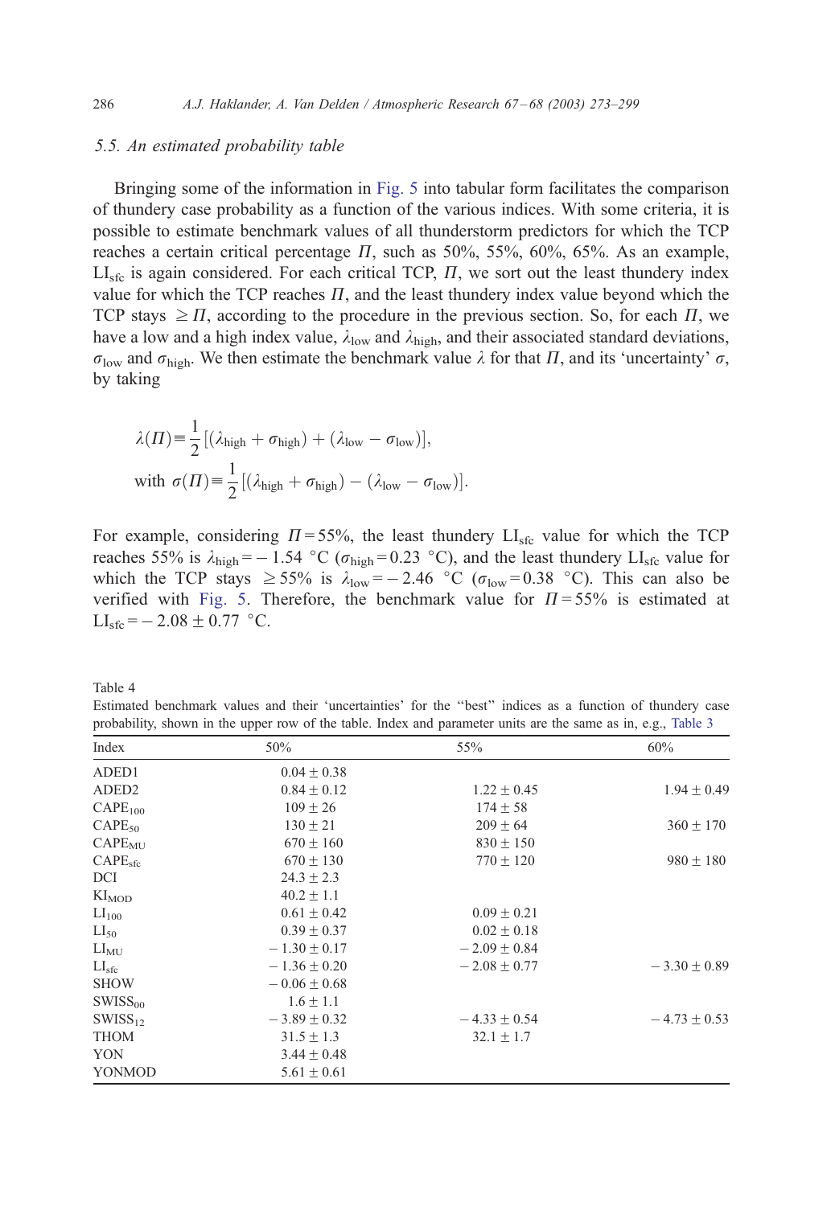### 5.5. An estimated probability table

Bringing some of the information in Fig. 5 into tabular form facilitates the comparison of thundery case probability as a function of the various indices. With some criteria, it is possible to estimate benchmark values of all thunderstorm predictors for which the TCP reaches a certain critical percentage $\Pi$, such as 50%, 55%, 60%, 65%. As an example, $LI_{sfc}$ is again considered. For each critical TCP, $\Pi$, we sort out the least thundery index value for which the TCP reaches $\Pi$, and the least thundery index value beyond which the TCP stays $\geq \Pi$, according to the procedure in the previous section. So, for each $\Pi$, we have a low and a high index value, $\lambda_{low}$ and $\lambda_{high}$, and their associated standard deviations, $\sigma_{low}$ and $\sigma_{high}$. We then estimate the benchmark value $\lambda$ for that $\Pi$, and its 'uncertainty' $\sigma$, by taking

$$\lambda(\Pi) \equiv \frac{1}{2}[(\lambda_{high} + \sigma_{high}) + (\lambda_{low} - \sigma_{low})],$$
$$\text{with } \sigma(\Pi) \equiv \frac{1}{2}[(\lambda_{high} + \sigma_{high}) - (\lambda_{low} - \sigma_{low})].$$

For example, considering $\Pi = 55\%$, the least thundery $LI_{sfc}$ value for which the TCP reaches 55% is $\lambda_{high} = -1.54$ °C ($\sigma_{high} = 0.23$ °C), and the least thundery $LI_{sfc}$ value for which the TCP stays $\geq 55\%$ is $\lambda_{low} = -2.46$ °C ($\sigma_{low} = 0.38$ °C). This can also be verified with Fig. 5. Therefore, the benchmark value for $\Pi = 55\%$ is estimated at $LI_{sfc} = -2.08 \pm 0.77$ °C.

Table 4
Estimated benchmark values and their 'uncertainties' for the "best" indices as a function of thundery case probability, shown in the upper row of the table. Index and parameter units are the same as in, e.g., Table 3

| Index | 50% | 55% | 60% |
|---|---|---|---|
| ADED1 | $0.04 \pm 0.38$ | | |
| ADED2 | $0.84 \pm 0.12$ | $1.22 \pm 0.45$ | $1.94 \pm 0.49$ |
| $CAPE_{100}$ | $109 \pm 26$ | $174 \pm 58$ | |
| $CAPE_{50}$ | $130 \pm 21$ | $209 \pm 64$ | $360 \pm 170$ |
| $CAPE_{MU}$ | $670 \pm 160$ | $830 \pm 150$ | |
| $CAPE_{sfc}$ | $670 \pm 130$ | $770 \pm 120$ | $980 \pm 180$ |
| DCI | $24.3 \pm 2.3$ | | |
| $KI_{MOD}$ | $40.2 \pm 1.1$ | | |
| $LI_{100}$ | $0.61 \pm 0.42$ | $0.09 \pm 0.21$ | |
| $LI_{50}$ | $0.39 \pm 0.37$ | $0.02 \pm 0.18$ | |
| $LI_{MU}$ | $-1.30 \pm 0.17$ | $-2.09 \pm 0.84$ | |
| $LI_{sfc}$ | $-1.36 \pm 0.20$ | $-2.08 \pm 0.77$ | $-3.30 \pm 0.89$ |
| SHOW | $-0.06 \pm 0.68$ | | |
| $SWISS_{00}$ | $1.6 \pm 1.1$ | | |
| $SWISS_{12}$ | $-3.89 \pm 0.32$ | $-4.33 \pm 0.54$ | $-4.73 \pm 0.53$ |
| THOM | $31.5 \pm 1.3$ | $32.1 \pm 1.7$ | |
| YON | $3.44 \pm 0.48$ | | |
| YONMOD | $5.61 \pm 0.61$ | | |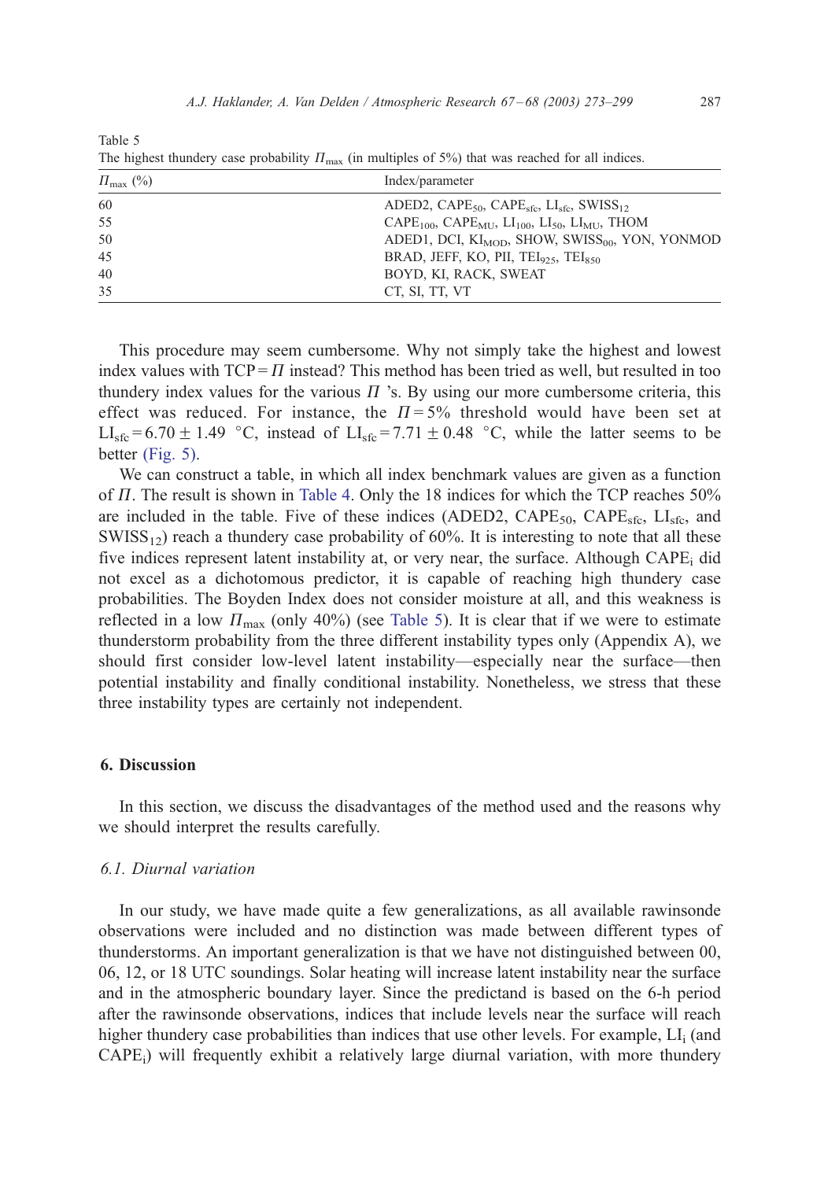Table 5
The highest thundery case probability $\Pi_{max}$ (in multiples of 5%) that was reached for all indices.

| $\Pi_{max}$ (%) | Index/parameter |
|---|---|
| 60 | ADED2, $CAPE_{50}$, $CAPE_{sfc}$, $LI_{sfc}$, $SWISS_{12}$ |
| 55 | $CAPE_{100}$, $CAPE_{MU}$, $LI_{100}$, $LI_{50}$, $LI_{MU}$, THOM |
| 50 | ADED1, DCI, $KI_{MOD}$, SHOW, $SWISS_{00}$, YON, YONMOD |
| 45 | BRAD, JEFF, KO, PII, $TEI_{925}$, $TEI_{850}$ |
| 40 | BOYD, KI, RACK, SWEAT |
| 35 | CT, SI, TT, VT |

This procedure may seem cumbersome. Why not simply take the highest and lowest index values with TCP = $\Pi$ instead? This method has been tried as well, but resulted in too thundery index values for the various $\Pi$ 's. By using our more cumbersome criteria, this effect was reduced. For instance, the $\Pi = 5\%$ threshold would have been set at $LI_{sfc} = 6.70 \pm 1.49$ °C, instead of $LI_{sfc} = 7.71 \pm 0.48$ °C, while the latter seems to be better (Fig. 5).

We can construct a table, in which all index benchmark values are given as a function of $\Pi$. The result is shown in Table 4. Only the 18 indices for which the TCP reaches 50% are included in the table. Five of these indices (ADED2, $CAPE_{50}$, $CAPE_{sfc}$, $LI_{sfc}$, and $SWISS_{12}$) reach a thundery case probability of 60%. It is interesting to note that all these five indices represent latent instability at, or very near, the surface. Although $CAPE_i$ did not excel as a dichotomous predictor, it is capable of reaching high thundery case probabilities. The Boyden Index does not consider moisture at all, and this weakness is reflected in a low $\Pi_{max}$ (only 40%) (see Table 5). It is clear that if we were to estimate thunderstorm probability from the three different instability types only (Appendix A), we should first consider low-level latent instability—especially near the surface—then potential instability and finally conditional instability. Nonetheless, we stress that these three instability types are certainly not independent.

## 6. Discussion

In this section, we discuss the disadvantages of the method used and the reasons why we should interpret the results carefully.

### *6.1. Diurnal variation*

In our study, we have made quite a few generalizations, as all available rawinsonde observations were included and no distinction was made between different types of thunderstorms. An important generalization is that we have not distinguished between 00, 06, 12, or 18 UTC soundings. Solar heating will increase latent instability near the surface and in the atmospheric boundary layer. Since the predictand is based on the 6-h period after the rawinsonde observations, indices that include levels near the surface will reach higher thundery case probabilities than indices that use other levels. For example, $LI_i$ (and $CAPE_i$) will frequently exhibit a relatively large diurnal variation, with more thundery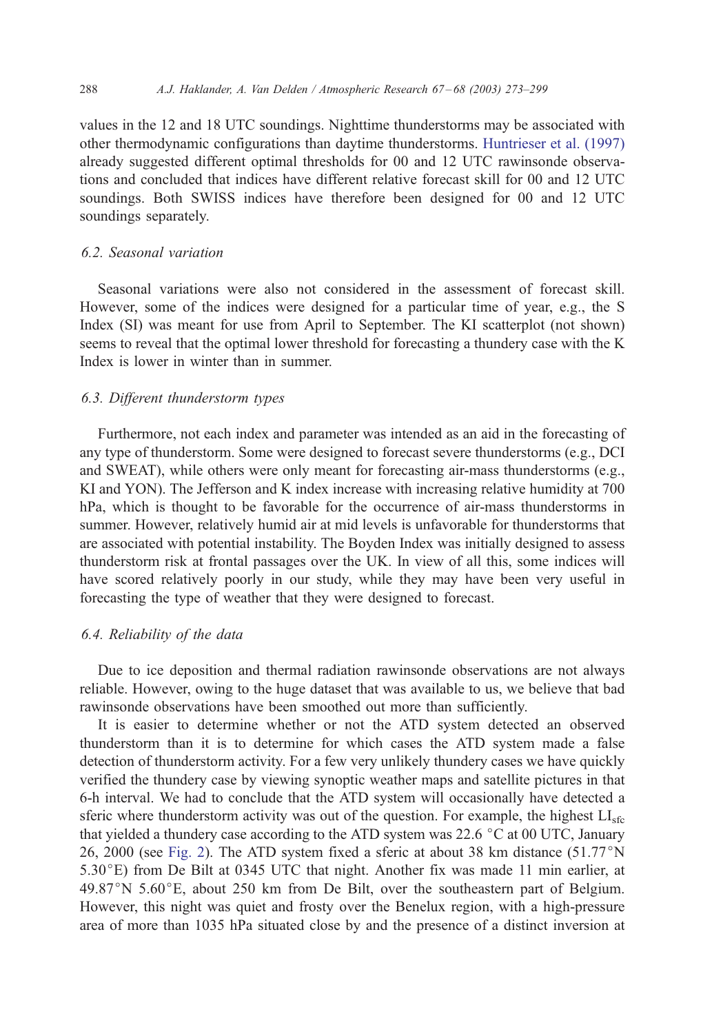values in the 12 and 18 UTC soundings. Nighttime thunderstorms may be associated with other thermodynamic configurations than daytime thunderstorms. Huntrieser et al. (1997) already suggested different optimal thresholds for 00 and 12 UTC rawinsonde observations and concluded that indices have different relative forecast skill for 00 and 12 UTC soundings. Both SWISS indices have therefore been designed for 00 and 12 UTC soundings separately.

### 6.2. Seasonal variation

Seasonal variations were also not considered in the assessment of forecast skill. However, some of the indices were designed for a particular time of year, e.g., the S Index (SI) was meant for use from April to September. The KI scatterplot (not shown) seems to reveal that the optimal lower threshold for forecasting a thundery case with the K Index is lower in winter than in summer.

### 6.3. Different thunderstorm types

Furthermore, not each index and parameter was intended as an aid in the forecasting of any type of thunderstorm. Some were designed to forecast severe thunderstorms (e.g., DCI and SWEAT), while others were only meant for forecasting air-mass thunderstorms (e.g., KI and YON). The Jefferson and K index increase with increasing relative humidity at 700 hPa, which is thought to be favorable for the occurrence of air-mass thunderstorms in summer. However, relatively humid air at mid levels is unfavorable for thunderstorms that are associated with potential instability. The Boyden Index was initially designed to assess thunderstorm risk at frontal passages over the UK. In view of all this, some indices will have scored relatively poorly in our study, while they may have been very useful in forecasting the type of weather that they were designed to forecast.

### 6.4. Reliability of the data

Due to ice deposition and thermal radiation rawinsonde observations are not always reliable. However, owing to the huge dataset that was available to us, we believe that bad rawinsonde observations have been smoothed out more than sufficiently.

It is easier to determine whether or not the ATD system detected an observed thunderstorm than it is to determine for which cases the ATD system made a false detection of thunderstorm activity. For a few very unlikely thundery cases we have quickly verified the thundery case by viewing synoptic weather maps and satellite pictures in that 6-h interval. We had to conclude that the ATD system will occasionally have detected a sferic where thunderstorm activity was out of the question. For example, the highest $LI_{sfc}$ that yielded a thundery case according to the ATD system was 22.6 °C at 00 UTC, January 26, 2000 (see Fig. 2). The ATD system fixed a sferic at about 38 km distance (51.77°N 5.30°E) from De Bilt at 0345 UTC that night. Another fix was made 11 min earlier, at 49.87°N 5.60°E, about 250 km from De Bilt, over the southeastern part of Belgium. However, this night was quiet and frosty over the Benelux region, with a high-pressure area of more than 1035 hPa situated close by and the presence of a distinct inversion at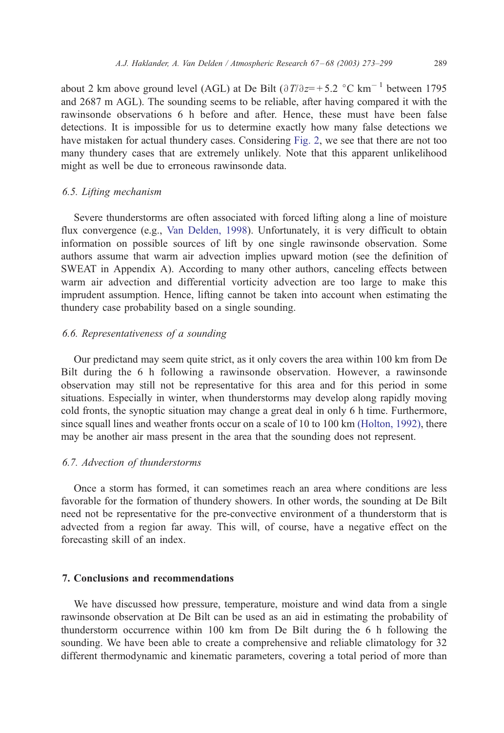about 2 km above ground level (AGL) at De Bilt ($\partial T/\partial z = +5.2$ °C km$^{-1}$ between 1795 and 2687 m AGL). The sounding seems to be reliable, after having compared it with the rawinsonde observations 6 h before and after. Hence, these must have been false detections. It is impossible for us to determine exactly how many false detections we have mistaken for actual thundery cases. Considering Fig. 2, we see that there are not too many thundery cases that are extremely unlikely. Note that this apparent unlikelihood might as well be due to erroneous rawinsonde data.

### *6.5. Lifting mechanism*

Severe thunderstorms are often associated with forced lifting along a line of moisture flux convergence (e.g., Van Delden, 1998). Unfortunately, it is very difficult to obtain information on possible sources of lift by one single rawinsonde observation. Some authors assume that warm air advection implies upward motion (see the definition of SWEAT in Appendix A). According to many other authors, canceling effects between warm air advection and differential vorticity advection are too large to make this imprudent assumption. Hence, lifting cannot be taken into account when estimating the thundery case probability based on a single sounding.

### *6.6. Representativeness of a sounding*

Our predictand may seem quite strict, as it only covers the area within 100 km from De Bilt during the 6 h following a rawinsonde observation. However, a rawinsonde observation may still not be representative for this area and for this period in some situations. Especially in winter, when thunderstorms may develop along rapidly moving cold fronts, the synoptic situation may change a great deal in only 6 h time. Furthermore, since squall lines and weather fronts occur on a scale of 10 to 100 km (Holton, 1992), there may be another air mass present in the area that the sounding does not represent.

### *6.7. Advection of thunderstorms*

Once a storm has formed, it can sometimes reach an area where conditions are less favorable for the formation of thundery showers. In other words, the sounding at De Bilt need not be representative for the pre-convective environment of a thunderstorm that is advected from a region far away. This will, of course, have a negative effect on the forecasting skill of an index.

## 7. Conclusions and recommendations

We have discussed how pressure, temperature, moisture and wind data from a single rawinsonde observation at De Bilt can be used as an aid in estimating the probability of thunderstorm occurrence within 100 km from De Bilt during the 6 h following the sounding. We have been able to create a comprehensive and reliable climatology for 32 different thermodynamic and kinematic parameters, covering a total period of more than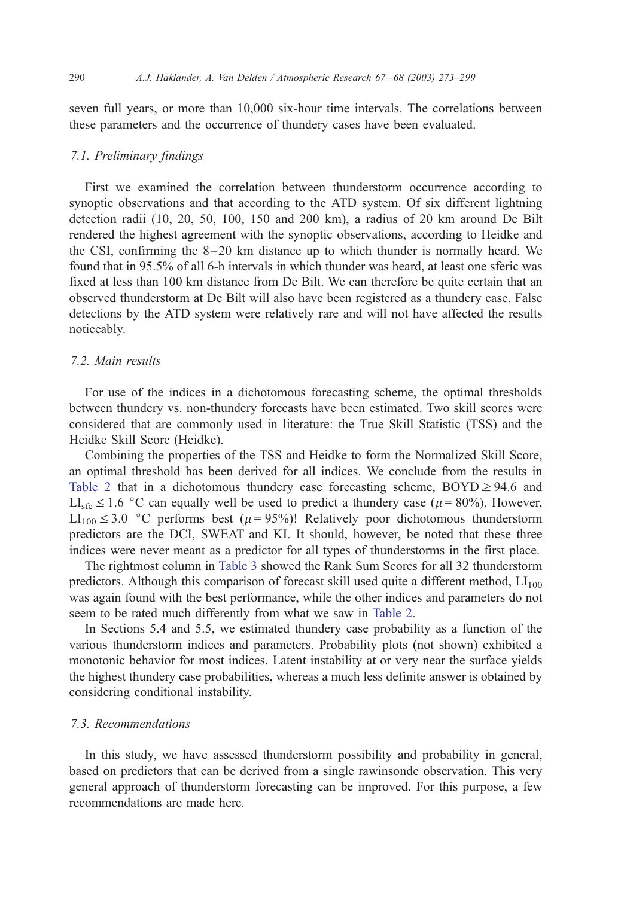seven full years, or more than 10,000 six-hour time intervals. The correlations between these parameters and the occurrence of thundery cases have been evaluated.

### 7.1. Preliminary findings

First we examined the correlation between thunderstorm occurrence according to synoptic observations and that according to the ATD system. Of six different lightning detection radii (10, 20, 50, 100, 150 and 200 km), a radius of 20 km around De Bilt rendered the highest agreement with the synoptic observations, according to Heidke and the CSI, confirming the 8–20 km distance up to which thunder is normally heard. We found that in 95.5% of all 6-h intervals in which thunder was heard, at least one sferic was fixed at less than 100 km distance from De Bilt. We can therefore be quite certain that an observed thunderstorm at De Bilt will also have been registered as a thundery case. False detections by the ATD system were relatively rare and will not have affected the results noticeably.

### 7.2. Main results

For use of the indices in a dichotomous forecasting scheme, the optimal thresholds between thundery vs. non-thundery forecasts have been estimated. Two skill scores were considered that are commonly used in literature: the True Skill Statistic (TSS) and the Heidke Skill Score (Heidke).

Combining the properties of the TSS and Heidke to form the Normalized Skill Score, an optimal threshold has been derived for all indices. We conclude from the results in Table 2 that in a dichotomous thundery case forecasting scheme, BOYD $\geq 94.6$ and $LI_{sfc} \leq 1.6$ °C can equally well be used to predict a thundery case ($\mu = 80\%$). However, $LI_{100} \leq 3.0$ °C performs best ($\mu = 95\%$)! Relatively poor dichotomous thunderstorm predictors are the DCI, SWEAT and KI. It should, however, be noted that these three indices were never meant as a predictor for all types of thunderstorms in the first place.

The rightmost column in Table 3 showed the Rank Sum Scores for all 32 thunderstorm predictors. Although this comparison of forecast skill used quite a different method, $LI_{100}$ was again found with the best performance, while the other indices and parameters do not seem to be rated much differently from what we saw in Table 2.

In Sections 5.4 and 5.5, we estimated thundery case probability as a function of the various thunderstorm indices and parameters. Probability plots (not shown) exhibited a monotonic behavior for most indices. Latent instability at or very near the surface yields the highest thundery case probabilities, whereas a much less definite answer is obtained by considering conditional instability.

### 7.3. Recommendations

In this study, we have assessed thunderstorm possibility and probability in general, based on predictors that can be derived from a single rawinsonde observation. This very general approach of thunderstorm forecasting can be improved. For this purpose, a few recommendations are made here.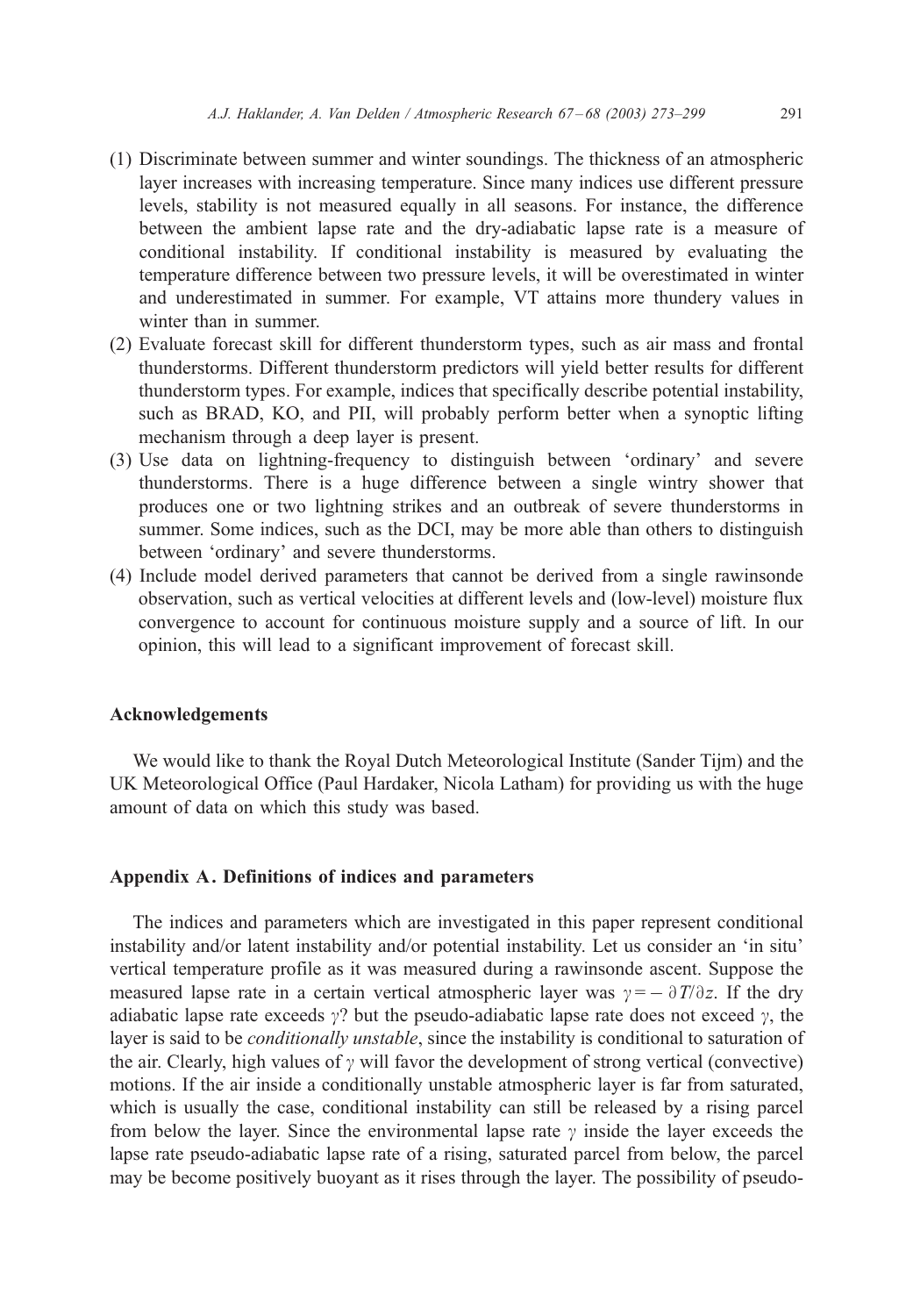(1) Discriminate between summer and winter soundings. The thickness of an atmospheric layer increases with increasing temperature. Since many indices use different pressure levels, stability is not measured equally in all seasons. For instance, the difference between the ambient lapse rate and the dry-adiabatic lapse rate is a measure of conditional instability. If conditional instability is measured by evaluating the temperature difference between two pressure levels, it will be overestimated in winter and underestimated in summer. For example, VT attains more thundery values in winter than in summer.

(2) Evaluate forecast skill for different thunderstorm types, such as air mass and frontal thunderstorms. Different thunderstorm predictors will yield better results for different thunderstorm types. For example, indices that specifically describe potential instability, such as BRAD, KO, and PII, will probably perform better when a synoptic lifting mechanism through a deep layer is present.

(3) Use data on lightning-frequency to distinguish between 'ordinary' and severe thunderstorms. There is a huge difference between a single wintry shower that produces one or two lightning strikes and an outbreak of severe thunderstorms in summer. Some indices, such as the DCI, may be more able than others to distinguish between 'ordinary' and severe thunderstorms.

(4) Include model derived parameters that cannot be derived from a single rawinsonde observation, such as vertical velocities at different levels and (low-level) moisture flux convergence to account for continuous moisture supply and a source of lift. In our opinion, this will lead to a significant improvement of forecast skill.

## Acknowledgements

We would like to thank the Royal Dutch Meteorological Institute (Sander Tijm) and the UK Meteorological Office (Paul Hardaker, Nicola Latham) for providing us with the huge amount of data on which this study was based.

## Appendix A. Definitions of indices and parameters

The indices and parameters which are investigated in this paper represent conditional instability and/or latent instability and/or potential instability. Let us consider an 'in situ' vertical temperature profile as it was measured during a rawinsonde ascent. Suppose the measured lapse rate in a certain vertical atmospheric layer was $\gamma = -\partial T/\partial z$. If the dry adiabatic lapse rate exceeds $\gamma$? but the pseudo-adiabatic lapse rate does not exceed $\gamma$, the layer is said to be *conditionally unstable*, since the instability is conditional to saturation of the air. Clearly, high values of $\gamma$ will favor the development of strong vertical (convective) motions. If the air inside a conditionally unstable atmospheric layer is far from saturated, which is usually the case, conditional instability can still be released by a rising parcel from below the layer. Since the environmental lapse rate $\gamma$ inside the layer exceeds the lapse rate pseudo-adiabatic lapse rate of a rising, saturated parcel from below, the parcel may be become positively buoyant as it rises through the layer. The possibility of pseudo-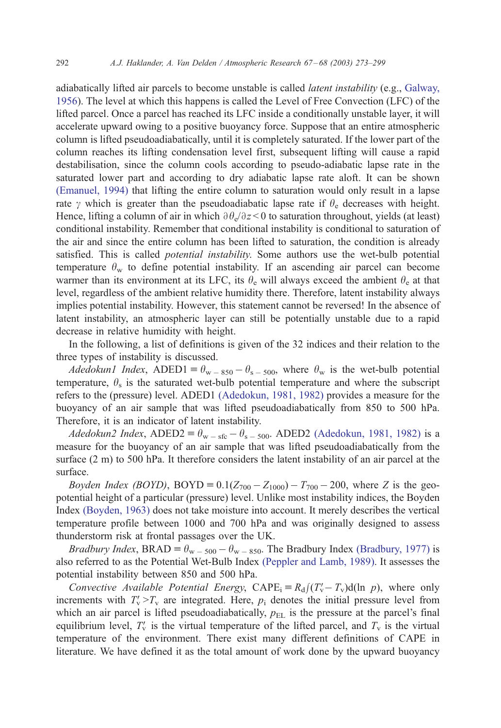adiabatically lifted air parcels to become unstable is called *latent instability* (e.g., Galway, 1956). The level at which this happens is called the Level of Free Convection (LFC) of the lifted parcel. Once a parcel has reached its LFC inside a conditionally unstable layer, it will accelerate upward owing to a positive buoyancy force. Suppose that an entire atmospheric column is lifted pseudoadiabatically, until it is completely saturated. If the lower part of the column reaches its lifting condensation level first, subsequent lifting will cause a rapid destabilisation, since the column cools according to pseudo-adiabatic lapse rate in the saturated lower part and according to dry adiabatic lapse rate aloft. It can be shown (Emanuel, 1994) that lifting the entire column to saturation would only result in a lapse rate $\gamma$ which is greater than the pseudoadiabatic lapse rate if $\theta_e$ decreases with height. Hence, lifting a column of air in which $\partial\theta_e/\partial z < 0$ to saturation throughout, yields (at least) conditional instability. Remember that conditional instability is conditional to saturation of the air and since the entire column has been lifted to saturation, the condition is already satisfied. This is called *potential instability*. Some authors use the wet-bulb potential temperature $\theta_w$ to define potential instability. If an ascending air parcel can become warmer than its environment at its LFC, its $\theta_e$ will always exceed the ambient $\theta_e$ at that level, regardless of the ambient relative humidity there. Therefore, latent instability always implies potential instability. However, this statement cannot be reversed! In the absence of latent instability, an atmospheric layer can still be potentially unstable due to a rapid decrease in relative humidity with height.

In the following, a list of definitions is given of the 32 indices and their relation to the three types of instability is discussed.

*Adedokun1 Index*, ADED1 $\equiv \theta_{w-850} - \theta_{s-500}$, where $\theta_w$ is the wet-bulb potential temperature, $\theta_s$ is the saturated wet-bulb potential temperature and where the subscript refers to the (pressure) level. ADED1 (Adedokun, 1981, 1982) provides a measure for the buoyancy of an air sample that was lifted pseudoadiabatically from 850 to 500 hPa. Therefore, it is an indicator of latent instability.

*Adedokun2 Index*, ADED2 $\equiv \theta_{w-\mathrm{sfc}} - \theta_{s-500}$. ADED2 (Adedokun, 1981, 1982) is a measure for the buoyancy of an air sample that was lifted pseudoadiabatically from the surface (2 m) to 500 hPa. It therefore considers the latent instability of an air parcel at the surface.

*Boyden Index (BOYD)*, BOYD $\equiv 0.1(Z_{700} - Z_{1000}) - T_{700} - 200$, where $Z$ is the geopotential height of a particular (pressure) level. Unlike most instability indices, the Boyden Index (Boyden, 1963) does not take moisture into account. It merely describes the vertical temperature profile between 1000 and 700 hPa and was originally designed to assess thunderstorm risk at frontal passages over the UK.

*Bradbury Index*, BRAD $\equiv \theta_{w-500} - \theta_{w-850}$. The Bradbury Index (Bradbury, 1977) is also referred to as the Potential Wet-Bulb Index (Peppler and Lamb, 1989). It assesses the potential instability between 850 and 500 hPa.

*Convective Available Potential Energy*, CAPE$_i \equiv R_d\int(T_v' - T_v)\mathrm{d}(\ln\, p)$, where only increments with $T_v' > T_v$ are integrated. Here, $p_i$ denotes the initial pressure level from which an air parcel is lifted pseudoadiabatically, $p_{EL}$ is the pressure at the parcel's final equilibrium level, $T_v'$ is the virtual temperature of the lifted parcel, and $T_v$ is the virtual temperature of the environment. There exist many different definitions of CAPE in literature. We have defined it as the total amount of work done by the upward buoyancy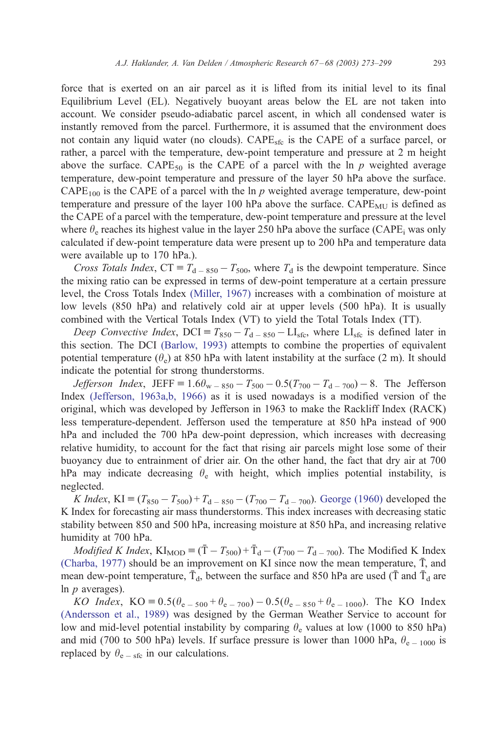force that is exerted on an air parcel as it is lifted from its initial level to its final Equilibrium Level (EL). Negatively buoyant areas below the EL are not taken into account. We consider pseudo-adiabatic parcel ascent, in which all condensed water is instantly removed from the parcel. Furthermore, it is assumed that the environment does not contain any liquid water (no clouds). $\mathrm{CAPE_{sfc}}$ is the CAPE of a surface parcel, or rather, a parcel with the temperature, dew-point temperature and pressure at 2 m height above the surface. $\mathrm{CAPE_{50}}$ is the CAPE of a parcel with the ln $p$ weighted average temperature, dew-point temperature and pressure of the layer 50 hPa above the surface. $\mathrm{CAPE_{100}}$ is the CAPE of a parcel with the ln $p$ weighted average temperature, dew-point temperature and pressure of the layer 100 hPa above the surface. $\mathrm{CAPE_{MU}}$ is defined as the CAPE of a parcel with the temperature, dew-point temperature and pressure at the level where $\theta_e$ reaches its highest value in the layer 250 hPa above the surface ($\mathrm{CAPE_i}$ was only calculated if dew-point temperature data were present up to 200 hPa and temperature data were available up to 170 hPa.).

*Cross Totals Index*, $\mathrm{CT} \equiv T_{d-850} - T_{500}$, where $T_d$ is the dewpoint temperature. Since the mixing ratio can be expressed in terms of dew-point temperature at a certain pressure level, the Cross Totals Index (Miller, 1967) increases with a combination of moisture at low levels (850 hPa) and relatively cold air at upper levels (500 hPa). It is usually combined with the Vertical Totals Index (VT) to yield the Total Totals Index (TT).

*Deep Convective Index*, $\mathrm{DCI} \equiv T_{850} - T_{d-850} - \mathrm{LI_{sfc}}$, where $\mathrm{LI_{sfc}}$ is defined later in this section. The DCI (Barlow, 1993) attempts to combine the properties of equivalent potential temperature ($\theta_e$) at 850 hPa with latent instability at the surface (2 m). It should indicate the potential for strong thunderstorms.

*Jefferson Index*, $\mathrm{JEFF} \equiv 1.6\theta_{w-850} - T_{500} - 0.5(T_{700} - T_{d-700}) - 8$. The Jefferson Index (Jefferson, 1963a,b, 1966) as it is used nowadays is a modified version of the original, which was developed by Jefferson in 1963 to make the Rackliff Index (RACK) less temperature-dependent. Jefferson used the temperature at 850 hPa instead of 900 hPa and included the 700 hPa dew-point depression, which increases with decreasing relative humidity, to account for the fact that rising air parcels might lose some of their buoyancy due to entrainment of drier air. On the other hand, the fact that dry air at 700 hPa may indicate decreasing $\theta_e$ with height, which implies potential instability, is neglected.

*K Index*, $\mathrm{KI} \equiv (T_{850} - T_{500}) + T_{d-850} - (T_{700} - T_{d-700})$. George (1960) developed the K Index for forecasting air mass thunderstorms. This index increases with decreasing static stability between 850 and 500 hPa, increasing moisture at 850 hPa, and increasing relative humidity at 700 hPa.

*Modified K Index*, $\mathrm{KI_{MOD}} \equiv (\bar{T} - T_{500}) + \bar{T}_d - (T_{700} - T_{d-700})$. The Modified K Index (Charba, 1977) should be an improvement on KI since now the mean temperature, $\bar{T}$, and mean dew-point temperature, $\bar{T}_d$, between the surface and 850 hPa are used ($\bar{T}$ and $\bar{T}_d$ are ln $p$ averages).

*KO Index*, $\mathrm{KO} \equiv 0.5(\theta_{e-500} + \theta_{e-700}) - 0.5(\theta_{e-850} + \theta_{e-1000})$. The KO Index (Andersson et al., 1989) was designed by the German Weather Service to account for low and mid-level potential instability by comparing $\theta_e$ values at low (1000 to 850 hPa) and mid (700 to 500 hPa) levels. If surface pressure is lower than 1000 hPa, $\theta_{e-1000}$ is replaced by $\theta_{e-\mathrm{sfc}}$ in our calculations.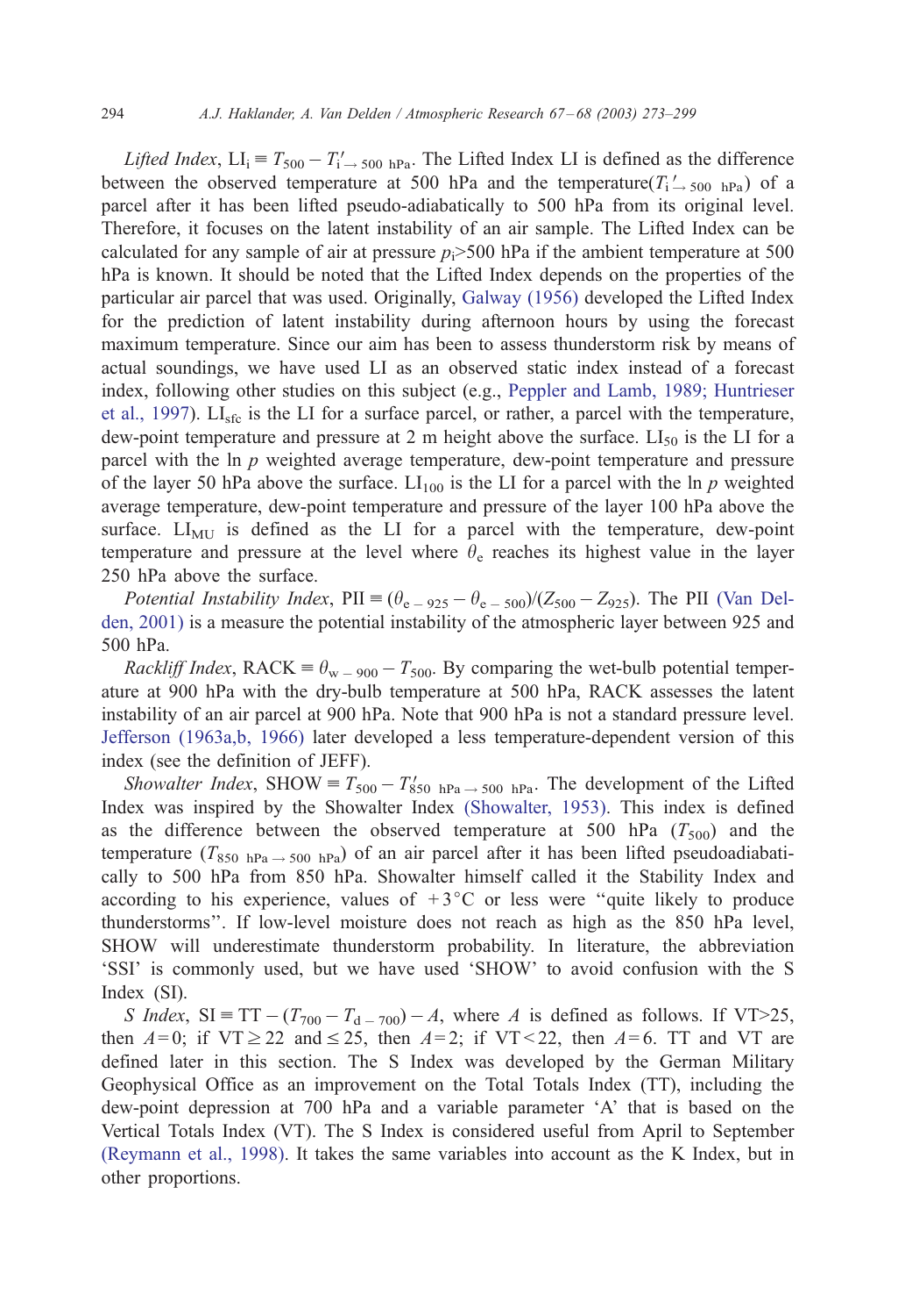*Lifted Index*, $\mathrm{LI_i} \equiv T_{500} - T'_{\mathrm{i} \rightarrow 500\ \mathrm{hPa}}$. The Lifted Index LI is defined as the difference between the observed temperature at 500 hPa and the temperature($T'_{\mathrm{i} \rightarrow 500\ \mathrm{hPa}}$) of a parcel after it has been lifted pseudo-adiabatically to 500 hPa from its original level. Therefore, it focuses on the latent instability of an air sample. The Lifted Index can be calculated for any sample of air at pressure $p_\mathrm{i}$>500 hPa if the ambient temperature at 500 hPa is known. It should be noted that the Lifted Index depends on the properties of the particular air parcel that was used. Originally, Galway (1956) developed the Lifted Index for the prediction of latent instability during afternoon hours by using the forecast maximum temperature. Since our aim has been to assess thunderstorm risk by means of actual soundings, we have used LI as an observed static index instead of a forecast index, following other studies on this subject (e.g., Peppler and Lamb, 1989; Huntrieser et al., 1997). $\mathrm{LI_{sfc}}$ is the LI for a surface parcel, or rather, a parcel with the temperature, dew-point temperature and pressure at 2 m height above the surface. $\mathrm{LI_{50}}$ is the LI for a parcel with the ln $p$ weighted average temperature, dew-point temperature and pressure of the layer 50 hPa above the surface. $\mathrm{LI_{100}}$ is the LI for a parcel with the ln $p$ weighted average temperature, dew-point temperature and pressure of the layer 100 hPa above the surface. $\mathrm{LI_{MU}}$ is defined as the LI for a parcel with the temperature, dew-point temperature and pressure at the level where $\theta_\mathrm{e}$ reaches its highest value in the layer 250 hPa above the surface.

*Potential Instability Index*, $\mathrm{PII} \equiv (\theta_{\mathrm{e}-925} - \theta_{\mathrm{e}-500})/(Z_{500} - Z_{925})$. The PII (Van Delden, 2001) is a measure the potential instability of the atmospheric layer between 925 and 500 hPa.

*Rackliff Index*, $\mathrm{RACK} \equiv \theta_{\mathrm{w}-900} - T_{500}$. By comparing the wet-bulb potential temperature at 900 hPa with the dry-bulb temperature at 500 hPa, RACK assesses the latent instability of an air parcel at 900 hPa. Note that 900 hPa is not a standard pressure level. Jefferson (1963a,b, 1966) later developed a less temperature-dependent version of this index (see the definition of JEFF).

*Showalter Index*, $\mathrm{SHOW} \equiv T_{500} - T'_{850\ \mathrm{hPa} \rightarrow 500\ \mathrm{hPa}}$. The development of the Lifted Index was inspired by the Showalter Index (Showalter, 1953). This index is defined as the difference between the observed temperature at 500 hPa ($T_{500}$) and the temperature ($T_{850\ \mathrm{hPa} \rightarrow 500\ \mathrm{hPa}}$) of an air parcel after it has been lifted pseudoadiabatically to 500 hPa from 850 hPa. Showalter himself called it the Stability Index and according to his experience, values of +3°C or less were "quite likely to produce thunderstorms". If low-level moisture does not reach as high as the 850 hPa level, SHOW will underestimate thunderstorm probability. In literature, the abbreviation 'SSI' is commonly used, but we have used 'SHOW' to avoid confusion with the S Index (SI).

*S Index*, $\mathrm{SI} \equiv \mathrm{TT} - (T_{700} - T_{\mathrm{d}-700}) - A$, where $A$ is defined as follows. If VT>25, then $A$=0; if VT ≥ 22 and ≤ 25, then $A$=2; if VT < 22, then $A$=6. TT and VT are defined later in this section. The S Index was developed by the German Military Geophysical Office as an improvement on the Total Totals Index (TT), including the dew-point depression at 700 hPa and a variable parameter 'A' that is based on the Vertical Totals Index (VT). The S Index is considered useful from April to September (Reymann et al., 1998). It takes the same variables into account as the K Index, but in other proportions.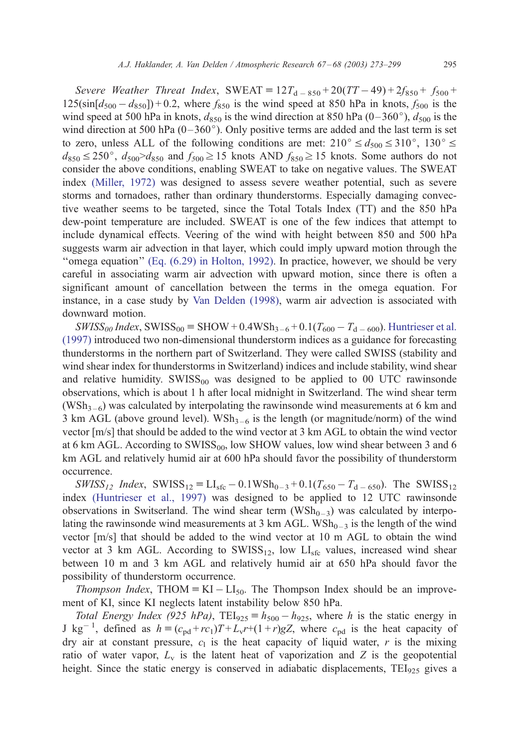*Severe Weather Threat Index*, $\text{SWEAT} \equiv 12T_{d-850} + 20(TT - 49) + 2f_{850} + f_{500} + 125(\sin[d_{500} - d_{850}]) + 0.2$, where $f_{850}$ is the wind speed at 850 hPa in knots, $f_{500}$ is the wind speed at 500 hPa in knots, $d_{850}$ is the wind direction at 850 hPa (0–360°), $d_{500}$ is the wind direction at 500 hPa (0–360°). Only positive terms are added and the last term is set to zero, unless ALL of the following conditions are met: $210° \leq d_{500} \leq 310°$, $130° \leq d_{850} \leq 250°$, $d_{500} > d_{850}$ and $f_{500} \geq 15$ knots AND $f_{850} \geq 15$ knots. Some authors do not consider the above conditions, enabling SWEAT to take on negative values. The SWEAT index (Miller, 1972) was designed to assess severe weather potential, such as severe storms and tornadoes, rather than ordinary thunderstorms. Especially damaging convective weather seems to be targeted, since the Total Totals Index (TT) and the 850 hPa dew-point temperature are included. SWEAT is one of the few indices that attempt to include dynamical effects. Veering of the wind with height between 850 and 500 hPa suggests warm air advection in that layer, which could imply upward motion through the "omega equation" (Eq. (6.29) in Holton, 1992). In practice, however, we should be very careful in associating warm air advection with upward motion, since there is often a significant amount of cancellation between the terms in the omega equation. For instance, in a case study by Van Delden (1998), warm air advection is associated with downward motion.

*$SWISS_{00}$ Index*, $\text{SWISS}_{00} \equiv \text{SHOW} + 0.4\text{WSh}_{3-6} + 0.1(T_{600} - T_{d-600})$. Huntrieser et al. (1997) introduced two non-dimensional thunderstorm indices as a guidance for forecasting thunderstorms in the northern part of Switzerland. They were called SWISS (stability and wind shear index for thunderstorms in Switzerland) indices and include stability, wind shear and relative humidity. $\text{SWISS}_{00}$ was designed to be applied to 00 UTC rawinsonde observations, which is about 1 h after local midnight in Switzerland. The wind shear term ($\text{WSh}_{3-6}$) was calculated by interpolating the rawinsonde wind measurements at 6 km and 3 km AGL (above ground level). $\text{WSh}_{3-6}$ is the length (or magnitude/norm) of the wind vector [m/s] that should be added to the wind vector at 3 km AGL to obtain the wind vector at 6 km AGL. According to $\text{SWISS}_{00}$, low SHOW values, low wind shear between 3 and 6 km AGL and relatively humid air at 600 hPa should favor the possibility of thunderstorm occurrence.

*$SWISS_{12}$ Index*, $\text{SWISS}_{12} \equiv \text{LI}_{\text{sfc}} - 0.1\text{WSh}_{0-3} + 0.1(T_{650} - T_{d-650})$. The $\text{SWISS}_{12}$ index (Huntrieser et al., 1997) was designed to be applied to 12 UTC rawinsonde observations in Switserland. The wind shear term ($\text{WSh}_{0-3}$) was calculated by interpolating the rawinsonde wind measurements at 3 km AGL. $\text{WSh}_{0-3}$ is the length of the wind vector [m/s] that should be added to the wind vector at 10 m AGL to obtain the wind vector at 3 km AGL. According to $\text{SWISS}_{12}$, low $\text{LI}_{\text{sfc}}$ values, increased wind shear between 10 m and 3 km AGL and relatively humid air at 650 hPa should favor the possibility of thunderstorm occurrence.

*Thompson Index*, $\text{THOM} \equiv \text{KI} - \text{LI}_{50}$. The Thompson Index should be an improvement of KI, since KI neglects latent instability below 850 hPa.

*Total Energy Index (925 hPa)*, $\text{TEI}_{925} \equiv h_{500} - h_{925}$, where $h$ is the static energy in J kg$^{-1}$, defined as $h \equiv (c_{pd} + rc_1)T + L_v r + (1+r)gZ$, where $c_{pd}$ is the heat capacity of dry air at constant pressure, $c_1$ is the heat capacity of liquid water, $r$ is the mixing ratio of water vapor, $L_v$ is the latent heat of vaporization and $Z$ is the geopotential height. Since the static energy is conserved in adiabatic displacements, $\text{TEI}_{925}$ gives a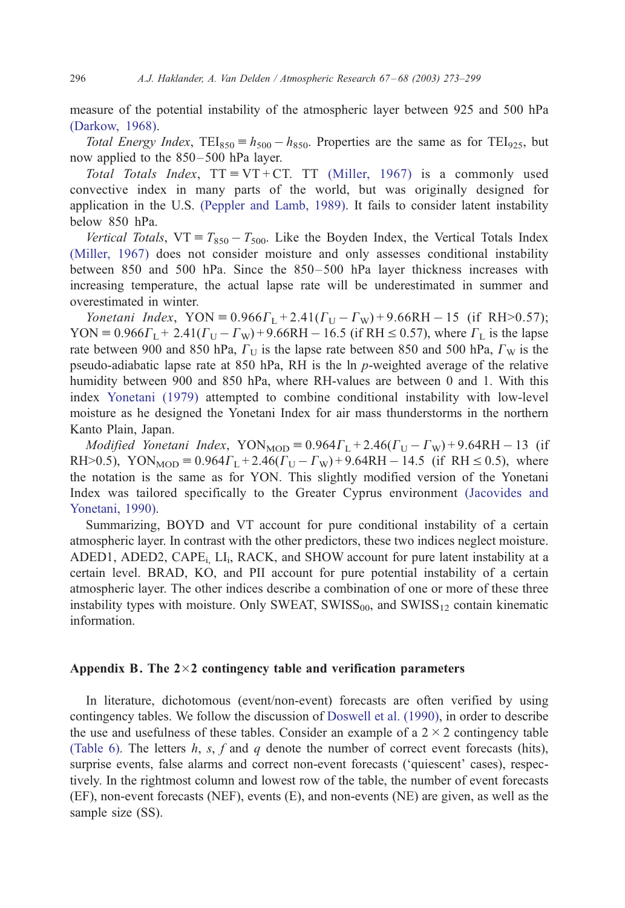measure of the potential instability of the atmospheric layer between 925 and 500 hPa (Darkow, 1968).

*Total Energy Index*, $TEI_{850} \equiv h_{500} - h_{850}$. Properties are the same as for $TEI_{925}$, but now applied to the 850–500 hPa layer.

*Total Totals Index*, $TT \equiv VT + CT$. TT (Miller, 1967) is a commonly used convective index in many parts of the world, but was originally designed for application in the U.S. (Peppler and Lamb, 1989). It fails to consider latent instability below 850 hPa.

*Vertical Totals*, $VT \equiv T_{850} - T_{500}$. Like the Boyden Index, the Vertical Totals Index (Miller, 1967) does not consider moisture and only assesses conditional instability between 850 and 500 hPa. Since the 850–500 hPa layer thickness increases with increasing temperature, the actual lapse rate will be underestimated in summer and overestimated in winter.

*Yonetani Index*, $YON \equiv 0.966\Gamma_L + 2.41(\Gamma_U - \Gamma_W) + 9.66RH - 15$ (if $RH > 0.57$); $YON \equiv 0.966\Gamma_L + 2.41(\Gamma_U - \Gamma_W) + 9.66RH - 16.5$ (if $RH \leq 0.57$), where $\Gamma_L$ is the lapse rate between 900 and 850 hPa, $\Gamma_U$ is the lapse rate between 850 and 500 hPa, $\Gamma_W$ is the pseudo-adiabatic lapse rate at 850 hPa, RH is the ln $p$-weighted average of the relative humidity between 900 and 850 hPa, where RH-values are between 0 and 1. With this index Yonetani (1979) attempted to combine conditional instability with low-level moisture as he designed the Yonetani Index for air mass thunderstorms in the northern Kanto Plain, Japan.

*Modified Yonetani Index*, $YON_{MOD} \equiv 0.964\Gamma_L + 2.46(\Gamma_U - \Gamma_W) + 9.64RH - 13$ (if $RH > 0.5$), $YON_{MOD} \equiv 0.964\Gamma_L + 2.46(\Gamma_U - \Gamma_W) + 9.64RH - 14.5$ (if $RH \leq 0.5$), where the notation is the same as for YON. This slightly modified version of the Yonetani Index was tailored specifically to the Greater Cyprus environment (Jacovides and Yonetani, 1990).

Summarizing, BOYD and VT account for pure conditional instability of a certain atmospheric layer. In contrast with the other predictors, these two indices neglect moisture. ADED1, ADED2, $CAPE_i$, $LI_i$, RACK, and SHOW account for pure latent instability at a certain level. BRAD, KO, and PII account for pure potential instability of a certain atmospheric layer. The other indices describe a combination of one or more of these three instability types with moisture. Only SWEAT, $SWISS_{00}$, and $SWISS_{12}$ contain kinematic information.

## Appendix B. The 2×2 contingency table and verification parameters

In literature, dichotomous (event/non-event) forecasts are often verified by using contingency tables. We follow the discussion of Doswell et al. (1990), in order to describe the use and usefulness of these tables. Consider an example of a $2 \times 2$ contingency table (Table 6). The letters $h$, $s$, $f$ and $q$ denote the number of correct event forecasts (hits), surprise events, false alarms and correct non-event forecasts ('quiescent' cases), respectively. In the rightmost column and lowest row of the table, the number of event forecasts (EF), non-event forecasts (NEF), events (E), and non-events (NE) are given, as well as the sample size (SS).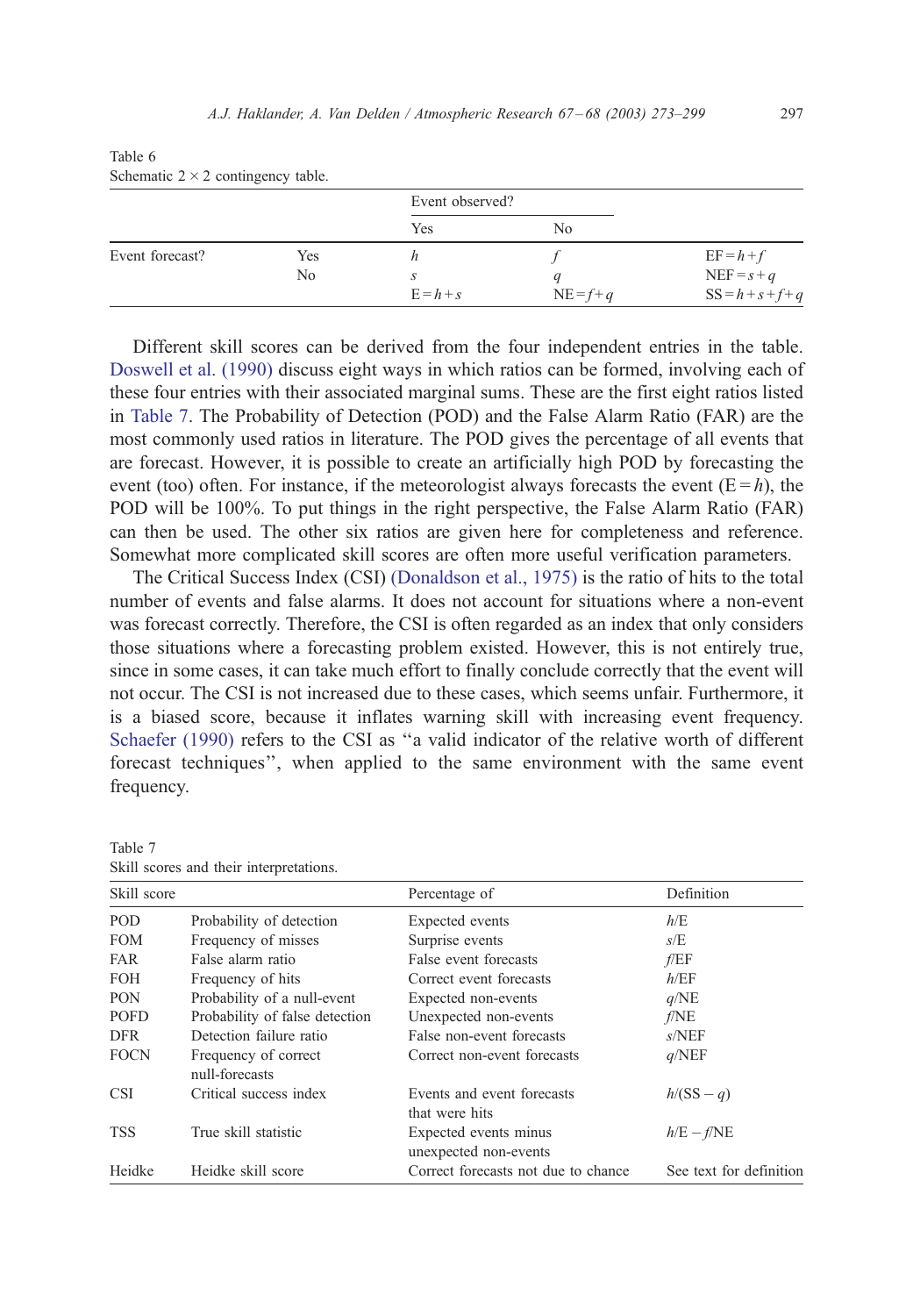Table 6
Schematic 2 × 2 contingency table.

| | | Event observed? | | |
|---|---|---|---|---|
| | | Yes | No | |
| Event forecast? | Yes | $h$ | $f$ | $\mathrm{EF}=h+f$ |
| | No | $s$ | $q$ | $\mathrm{NEF}=s+q$ |
| | | $\mathrm{E}=h+s$ | $\mathrm{NE}=f+q$ | $\mathrm{SS}=h+s+f+q$ |

Different skill scores can be derived from the four independent entries in the table. Doswell et al. (1990) discuss eight ways in which ratios can be formed, involving each of these four entries with their associated marginal sums. These are the first eight ratios listed in Table 7. The Probability of Detection (POD) and the False Alarm Ratio (FAR) are the most commonly used ratios in literature. The POD gives the percentage of all events that are forecast. However, it is possible to create an artificially high POD by forecasting the event (too) often. For instance, if the meteorologist always forecasts the event ($\mathrm{E}=h$), the POD will be 100%. To put things in the right perspective, the False Alarm Ratio (FAR) can then be used. The other six ratios are given here for completeness and reference. Somewhat more complicated skill scores are often more useful verification parameters.

The Critical Success Index (CSI) (Donaldson et al., 1975) is the ratio of hits to the total number of events and false alarms. It does not account for situations where a non-event was forecast correctly. Therefore, the CSI is often regarded as an index that only considers those situations where a forecasting problem existed. However, this is not entirely true, since in some cases, it can take much effort to finally conclude correctly that the event will not occur. The CSI is not increased due to these cases, which seems unfair. Furthermore, it is a biased score, because it inflates warning skill with increasing event frequency. Schaefer (1990) refers to the CSI as "a valid indicator of the relative worth of different forecast techniques", when applied to the same environment with the same event frequency.

Table 7
Skill scores and their interpretations.

| Skill score | | Percentage of | Definition |
|---|---|---|---|
| POD | Probability of detection | Expected events | $h/\mathrm{E}$ |
| FOM | Frequency of misses | Surprise events | $s/\mathrm{E}$ |
| FAR | False alarm ratio | False event forecasts | $f/\mathrm{EF}$ |
| FOH | Frequency of hits | Correct event forecasts | $h/\mathrm{EF}$ |
| PON | Probability of a null-event | Expected non-events | $q/\mathrm{NE}$ |
| POFD | Probability of false detection | Unexpected non-events | $f/\mathrm{NE}$ |
| DFR | Detection failure ratio | False non-event forecasts | $s/\mathrm{NEF}$ |
| FOCN | Frequency of correct null-forecasts | Correct non-event forecasts | $q/\mathrm{NEF}$ |
| CSI | Critical success index | Events and event forecasts that were hits | $h/(\mathrm{SS}-q)$ |
| TSS | True skill statistic | Expected events minus unexpected non-events | $h/\mathrm{E}-f/\mathrm{NE}$ |
| Heidke | Heidke skill score | Correct forecasts not due to chance | See text for definition |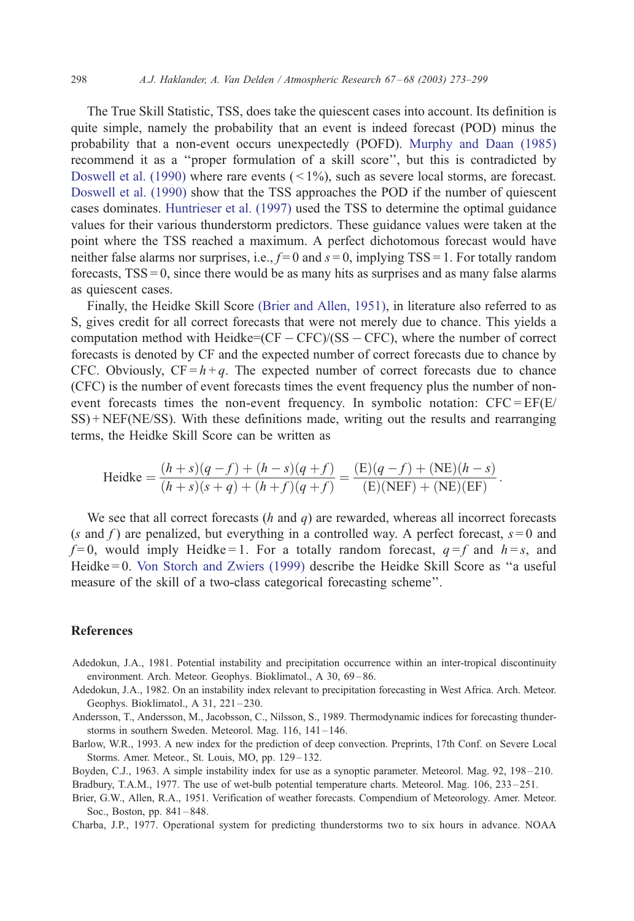The True Skill Statistic, TSS, does take the quiescent cases into account. Its definition is quite simple, namely the probability that an event is indeed forecast (POD) minus the probability that a non-event occurs unexpectedly (POFD). Murphy and Daan (1985) recommend it as a "proper formulation of a skill score", but this is contradicted by Doswell et al. (1990) where rare events ($<1\%$), such as severe local storms, are forecast. Doswell et al. (1990) show that the TSS approaches the POD if the number of quiescent cases dominates. Huntrieser et al. (1997) used the TSS to determine the optimal guidance values for their various thunderstorm predictors. These guidance values were taken at the point where the TSS reached a maximum. A perfect dichotomous forecast would have neither false alarms nor surprises, i.e., $f=0$ and $s=0$, implying TSS = 1. For totally random forecasts, TSS = 0, since there would be as many hits as surprises and as many false alarms as quiescent cases.

Finally, the Heidke Skill Score (Brier and Allen, 1951), in literature also referred to as S, gives credit for all correct forecasts that were not merely due to chance. This yields a computation method with Heidke=(CF − CFC)/(SS − CFC), where the number of correct forecasts is denoted by CF and the expected number of correct forecasts due to chance by CFC. Obviously, $\mathrm{CF}=h+q$. The expected number of correct forecasts due to chance (CFC) is the number of event forecasts times the event frequency plus the number of non-event forecasts times the non-event frequency. In symbolic notation: CFC = EF(E/SS) + NEF(NE/SS). With these definitions made, writing out the results and rearranging terms, the Heidke Skill Score can be written as

$$\mathrm{Heidke}=\frac{(h+s)(q-f)+(h-s)(q+f)}{(h+s)(s+q)+(h+f)(q+f)}=\frac{(\mathrm{E})(q-f)+(\mathrm{NE})(h-s)}{(\mathrm{E})(\mathrm{NEF})+(\mathrm{NE})(\mathrm{EF})}.$$

We see that all correct forecasts ($h$ and $q$) are rewarded, whereas all incorrect forecasts ($s$ and $f$) are penalized, but everything in a controlled way. A perfect forecast, $s=0$ and $f=0$, would imply Heidke = 1. For a totally random forecast, $q=f$ and $h=s$, and Heidke = 0. Von Storch and Zwiers (1999) describe the Heidke Skill Score as "a useful measure of the skill of a two-class categorical forecasting scheme".

## References

Adedokun, J.A., 1981. Potential instability and precipitation occurrence within an inter-tropical discontinuity environment. Arch. Meteor. Geophys. Bioklimatol., A 30, 69–86.

Adedokun, J.A., 1982. On an instability index relevant to precipitation forecasting in West Africa. Arch. Meteor. Geophys. Bioklimatol., A 31, 221–230.

Andersson, T., Andersson, M., Jacobsson, C., Nilsson, S., 1989. Thermodynamic indices for forecasting thunderstorms in southern Sweden. Meteorol. Mag. 116, 141–146.

Barlow, W.R., 1993. A new index for the prediction of deep convection. Preprints, 17th Conf. on Severe Local Storms. Amer. Meteor., St. Louis, MO, pp. 129–132.

Boyden, C.J., 1963. A simple instability index for use as a synoptic parameter. Meteorol. Mag. 92, 198–210.

Bradbury, T.A.M., 1977. The use of wet-bulb potential temperature charts. Meteorol. Mag. 106, 233–251.

Brier, G.W., Allen, R.A., 1951. Verification of weather forecasts. Compendium of Meteorology. Amer. Meteor. Soc., Boston, pp. 841–848.

Charba, J.P., 1977. Operational system for predicting thunderstorms two to six hours in advance. NOAA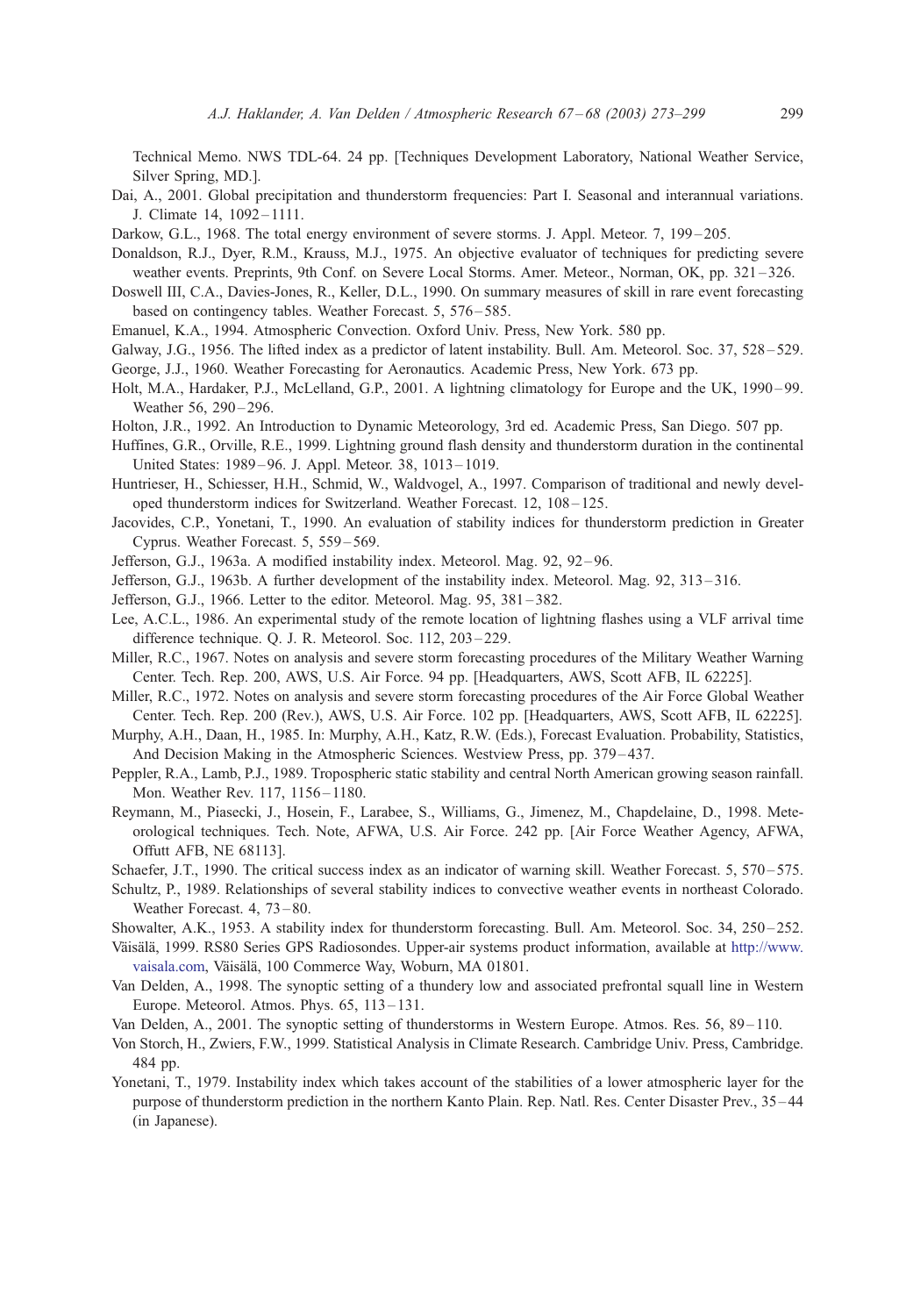Technical Memo. NWS TDL-64. 24 pp. [Techniques Development Laboratory, National Weather Service, Silver Spring, MD.].

Dai, A., 2001. Global precipitation and thunderstorm frequencies: Part I. Seasonal and interannual variations. J. Climate 14, 1092–1111.

Darkow, G.L., 1968. The total energy environment of severe storms. J. Appl. Meteor. 7, 199–205.

Donaldson, R.J., Dyer, R.M., Krauss, M.J., 1975. An objective evaluator of techniques for predicting severe weather events. Preprints, 9th Conf. on Severe Local Storms. Amer. Meteor., Norman, OK, pp. 321–326.

Doswell III, C.A., Davies-Jones, R., Keller, D.L., 1990. On summary measures of skill in rare event forecasting based on contingency tables. Weather Forecast. 5, 576–585.

Emanuel, K.A., 1994. Atmospheric Convection. Oxford Univ. Press, New York. 580 pp.

Galway, J.G., 1956. The lifted index as a predictor of latent instability. Bull. Am. Meteorol. Soc. 37, 528–529.

George, J.J., 1960. Weather Forecasting for Aeronautics. Academic Press, New York. 673 pp.

Holt, M.A., Hardaker, P.J., McLelland, G.P., 2001. A lightning climatology for Europe and the UK, 1990–99. Weather 56, 290–296.

Holton, J.R., 1992. An Introduction to Dynamic Meteorology, 3rd ed. Academic Press, San Diego. 507 pp.

Huffines, G.R., Orville, R.E., 1999. Lightning ground flash density and thunderstorm duration in the continental United States: 1989–96. J. Appl. Meteor. 38, 1013–1019.

Huntrieser, H., Schiesser, H.H., Schmid, W., Waldvogel, A., 1997. Comparison of traditional and newly developed thunderstorm indices for Switzerland. Weather Forecast. 12, 108–125.

Jacovides, C.P., Yonetani, T., 1990. An evaluation of stability indices for thunderstorm prediction in Greater Cyprus. Weather Forecast. 5, 559–569.

Jefferson, G.J., 1963a. A modified instability index. Meteorol. Mag. 92, 92–96.

Jefferson, G.J., 1963b. A further development of the instability index. Meteorol. Mag. 92, 313–316.

Jefferson, G.J., 1966. Letter to the editor. Meteorol. Mag. 95, 381–382.

Lee, A.C.L., 1986. An experimental study of the remote location of lightning flashes using a VLF arrival time difference technique. Q. J. R. Meteorol. Soc. 112, 203–229.

Miller, R.C., 1967. Notes on analysis and severe storm forecasting procedures of the Military Weather Warning Center. Tech. Rep. 200, AWS, U.S. Air Force. 94 pp. [Headquarters, AWS, Scott AFB, IL 62225].

Miller, R.C., 1972. Notes on analysis and severe storm forecasting procedures of the Air Force Global Weather Center. Tech. Rep. 200 (Rev.), AWS, U.S. Air Force. 102 pp. [Headquarters, AWS, Scott AFB, IL 62225].

Murphy, A.H., Daan, H., 1985. In: Murphy, A.H., Katz, R.W. (Eds.), Forecast Evaluation. Probability, Statistics, And Decision Making in the Atmospheric Sciences. Westview Press, pp. 379–437.

Peppler, R.A., Lamb, P.J., 1989. Tropospheric static stability and central North American growing season rainfall. Mon. Weather Rev. 117, 1156–1180.

Reymann, M., Piasecki, J., Hosein, F., Larabee, S., Williams, G., Jimenez, M., Chapdelaine, D., 1998. Meteorological techniques. Tech. Note, AFWA, U.S. Air Force. 242 pp. [Air Force Weather Agency, AFWA, Offutt AFB, NE 68113].

Schaefer, J.T., 1990. The critical success index as an indicator of warning skill. Weather Forecast. 5, 570–575.

Schultz, P., 1989. Relationships of several stability indices to convective weather events in northeast Colorado. Weather Forecast. 4, 73–80.

Showalter, A.K., 1953. A stability index for thunderstorm forecasting. Bull. Am. Meteorol. Soc. 34, 250–252.

Väisälä, 1999. RS80 Series GPS Radiosondes. Upper-air systems product information, available at http://www.vaisala.com, Väisälä, 100 Commerce Way, Woburn, MA 01801.

Van Delden, A., 1998. The synoptic setting of a thundery low and associated prefrontal squall line in Western Europe. Meteorol. Atmos. Phys. 65, 113–131.

Van Delden, A., 2001. The synoptic setting of thunderstorms in Western Europe. Atmos. Res. 56, 89–110.

Von Storch, H., Zwiers, F.W., 1999. Statistical Analysis in Climate Research. Cambridge Univ. Press, Cambridge. 484 pp.

Yonetani, T., 1979. Instability index which takes account of the stabilities of a lower atmospheric layer for the purpose of thunderstorm prediction in the northern Kanto Plain. Rep. Natl. Res. Center Disaster Prev., 35–44 (in Japanese).